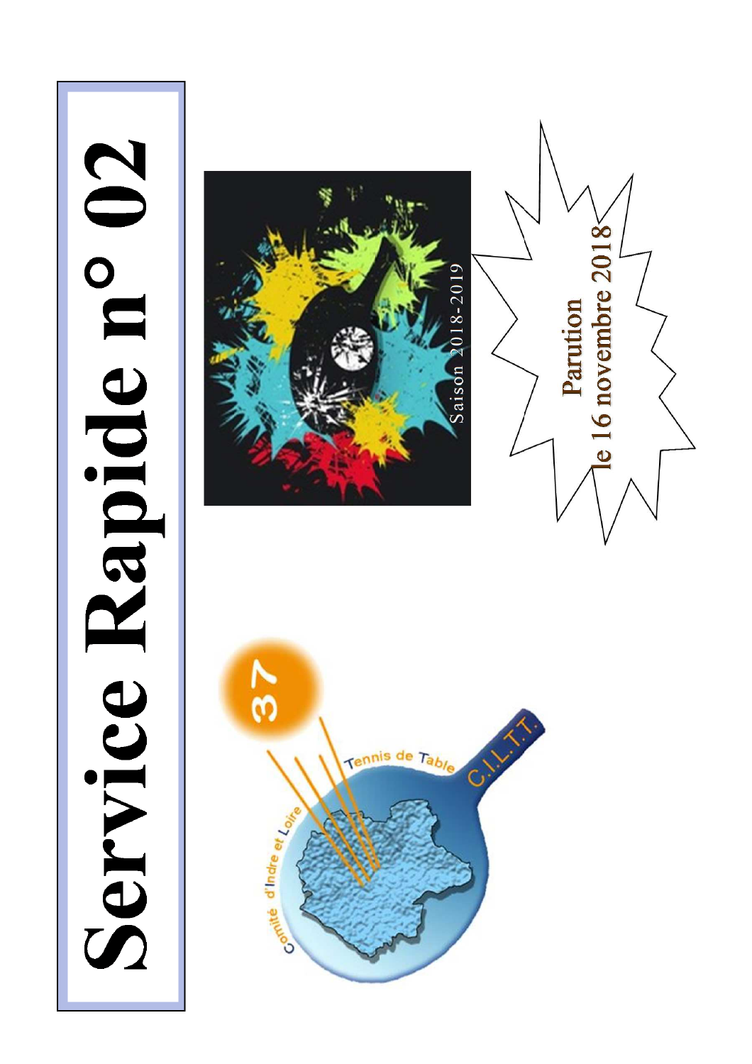# Service Rapide n° 02

Saison 2018-2019

**Parution**
**le 16 novembre 2018**

Comité d'Indre et Loire Tennis de Table C.I.L.T.T. 37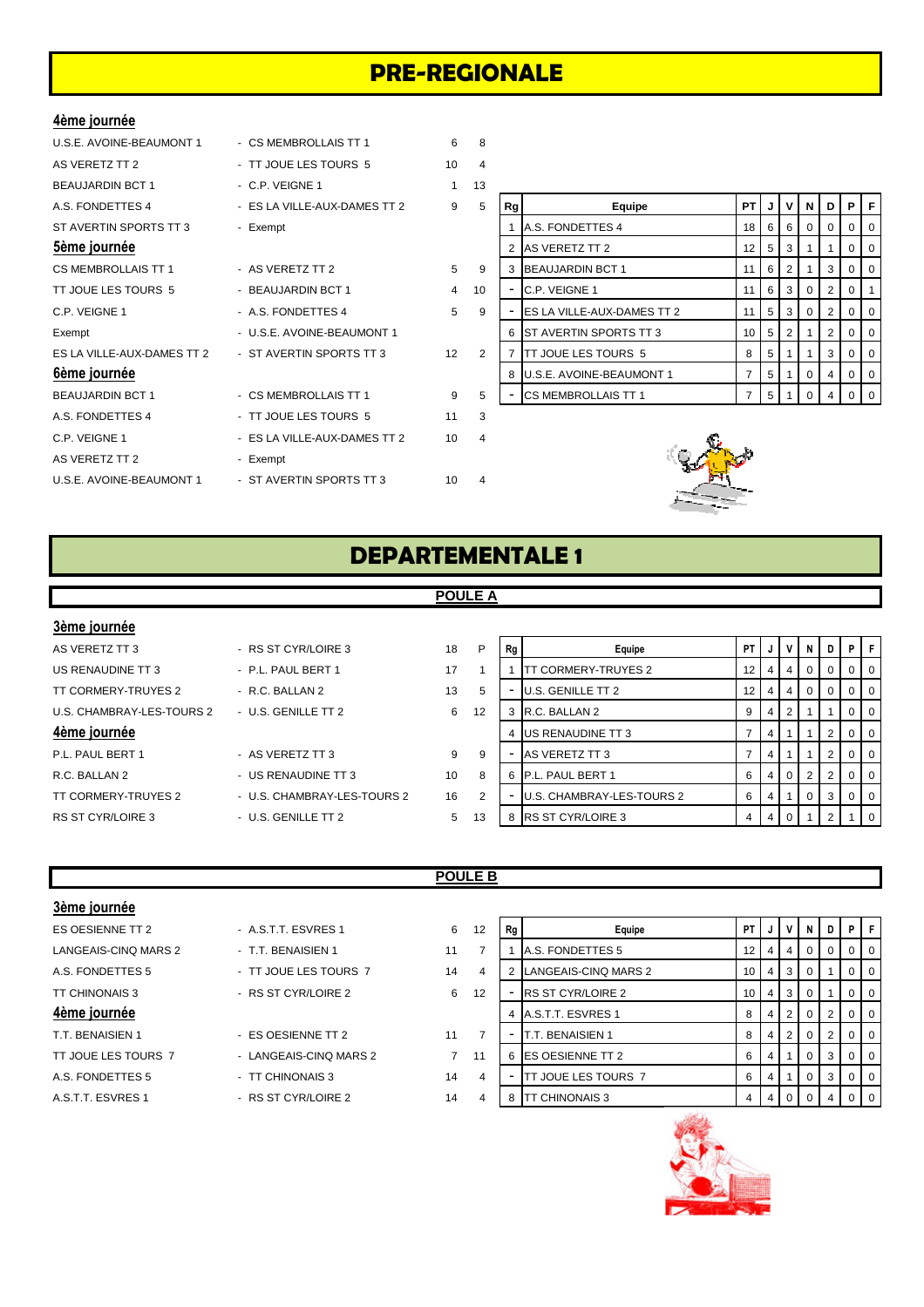# PRE-REGIONALE

### 4ème journée

| | | | |
|---|---|---|---|
| U.S.E. AVOINE-BEAUMONT 1 | - CS MEMBROLLAIS TT 1 | 6 | 8 |
| AS VERETZ TT 2 | - TT JOUE LES TOURS 5 | 10 | 4 |
| BEAUJARDIN BCT 1 | - C.P. VEIGNE 1 | 1 | 13 |
| A.S. FONDETTES 4 | - ES LA VILLE-AUX-DAMES TT 2 | 9 | 5 |
| ST AVERTIN SPORTS TT 3 | - Exempt | | |

### 5ème journée

| | | | |
|---|---|---|---|
| CS MEMBROLLAIS TT 1 | - AS VERETZ TT 2 | 5 | 9 |
| TT JOUE LES TOURS 5 | - BEAUJARDIN BCT 1 | 4 | 10 |
| C.P. VEIGNE 1 | - A.S. FONDETTES 4 | 5 | 9 |
| Exempt | - U.S.E. AVOINE-BEAUMONT 1 | | |
| ES LA VILLE-AUX-DAMES TT 2 | - ST AVERTIN SPORTS TT 3 | 12 | 2 |

### 6ème journée

| | | | |
|---|---|---|---|
| BEAUJARDIN BCT 1 | - CS MEMBROLLAIS TT 1 | 9 | 5 |
| A.S. FONDETTES 4 | - TT JOUE LES TOURS 5 | 11 | 3 |
| C.P. VEIGNE 1 | - ES LA VILLE-AUX-DAMES TT 2 | 10 | 4 |
| AS VERETZ TT 2 | - Exempt | | |
| U.S.E. AVOINE-BEAUMONT 1 | - ST AVERTIN SPORTS TT 3 | 10 | 4 |

| Rg | Equipe | PT | J | V | N | D | P | F |
|---|---|---|---|---|---|---|---|---|
| 1 | A.S. FONDETTES 4 | 18 | 6 | 6 | 0 | 0 | 0 | 0 |
| 2 | AS VERETZ TT 2 | 12 | 5 | 3 | 1 | 1 | 0 | 0 |
| 3 | BEAUJARDIN BCT 1 | 11 | 6 | 2 | 1 | 3 | 0 | 0 |
| - | C.P. VEIGNE 1 | 11 | 6 | 3 | 0 | 2 | 0 | 1 |
| - | ES LA VILLE-AUX-DAMES TT 2 | 11 | 5 | 3 | 0 | 2 | 0 | 0 |
| 6 | ST AVERTIN SPORTS TT 3 | 10 | 5 | 2 | 1 | 2 | 0 | 0 |
| 7 | TT JOUE LES TOURS 5 | 8 | 5 | 1 | 1 | 3 | 0 | 0 |
| 8 | U.S.E. AVOINE-BEAUMONT 1 | 7 | 5 | 1 | 0 | 4 | 0 | 0 |
| - | CS MEMBROLLAIS TT 1 | 7 | 5 | 1 | 0 | 4 | 0 | 0 |

# DEPARTEMENTALE 1

## POULE A

### 3ème journée

| | | | |
|---|---|---|---|
| AS VERETZ TT 3 | - RS ST CYR/LOIRE 3 | 18 | P |
| US RENAUDINE TT 3 | - P.L. PAUL BERT 1 | 17 | 1 |
| TT CORMERY-TRUYES 2 | - R.C. BALLAN 2 | 13 | 5 |
| U.S. CHAMBRAY-LES-TOURS 2 | - U.S. GENILLE TT 2 | 6 | 12 |

### 4ème journée

| | | | |
|---|---|---|---|
| P.L. PAUL BERT 1 | - AS VERETZ TT 3 | 9 | 9 |
| R.C. BALLAN 2 | - US RENAUDINE TT 3 | 10 | 8 |
| TT CORMERY-TRUYES 2 | - U.S. CHAMBRAY-LES-TOURS 2 | 16 | 2 |
| RS ST CYR/LOIRE 3 | - U.S. GENILLE TT 2 | 5 | 13 |

| Rg | Equipe | PT | J | V | N | D | P | F |
|---|---|---|---|---|---|---|---|---|
| 1 | TT CORMERY-TRUYES 2 | 12 | 4 | 4 | 0 | 0 | 0 | 0 |
| - | U.S. GENILLE TT 2 | 12 | 4 | 4 | 0 | 0 | 0 | 0 |
| 3 | R.C. BALLAN 2 | 9 | 4 | 2 | 1 | 1 | 0 | 0 |
| 4 | US RENAUDINE TT 3 | 7 | 4 | 1 | 1 | 2 | 0 | 0 |
| - | AS VERETZ TT 3 | 7 | 4 | 1 | 1 | 2 | 0 | 0 |
| 6 | P.L. PAUL BERT 1 | 6 | 4 | 0 | 2 | 2 | 0 | 0 |
| - | U.S. CHAMBRAY-LES-TOURS 2 | 6 | 4 | 1 | 0 | 3 | 0 | 0 |
| 8 | RS ST CYR/LOIRE 3 | 4 | 4 | 0 | 1 | 2 | 1 | 0 |

## POULE B

### 3ème journée

| | | | |
|---|---|---|---|
| ES OESIENNE TT 2 | - A.S.T.T. ESVRES 1 | 6 | 12 |
| LANGEAIS-CINQ MARS 2 | - T.T. BENAISIEN 1 | 11 | 7 |
| A.S. FONDETTES 5 | - TT JOUE LES TOURS 7 | 14 | 4 |
| TT CHINONAIS 3 | - RS ST CYR/LOIRE 2 | 6 | 12 |

### 4ème journée

| | | | |
|---|---|---|---|
| T.T. BENAISIEN 1 | - ES OESIENNE TT 2 | 11 | 7 |
| TT JOUE LES TOURS 7 | - LANGEAIS-CINQ MARS 2 | 7 | 11 |
| A.S. FONDETTES 5 | - TT CHINONAIS 3 | 14 | 4 |
| A.S.T.T. ESVRES 1 | - RS ST CYR/LOIRE 2 | 14 | 4 |

| Rg | Equipe | PT | J | V | N | D | P | F |
|---|---|---|---|---|---|---|---|---|
| 1 | A.S. FONDETTES 5 | 12 | 4 | 4 | 0 | 0 | 0 | 0 |
| 2 | LANGEAIS-CINQ MARS 2 | 10 | 4 | 3 | 0 | 1 | 0 | 0 |
| - | RS ST CYR/LOIRE 2 | 10 | 4 | 3 | 0 | 1 | 0 | 0 |
| 4 | A.S.T.T. ESVRES 1 | 8 | 4 | 2 | 0 | 2 | 0 | 0 |
| - | T.T. BENAISIEN 1 | 8 | 4 | 2 | 0 | 2 | 0 | 0 |
| 6 | ES OESIENNE TT 2 | 6 | 4 | 1 | 0 | 3 | 0 | 0 |
| - | TT JOUE LES TOURS 7 | 6 | 4 | 1 | 0 | 3 | 0 | 0 |
| 8 | TT CHINONAIS 3 | 4 | 4 | 0 | 0 | 4 | 0 | 0 |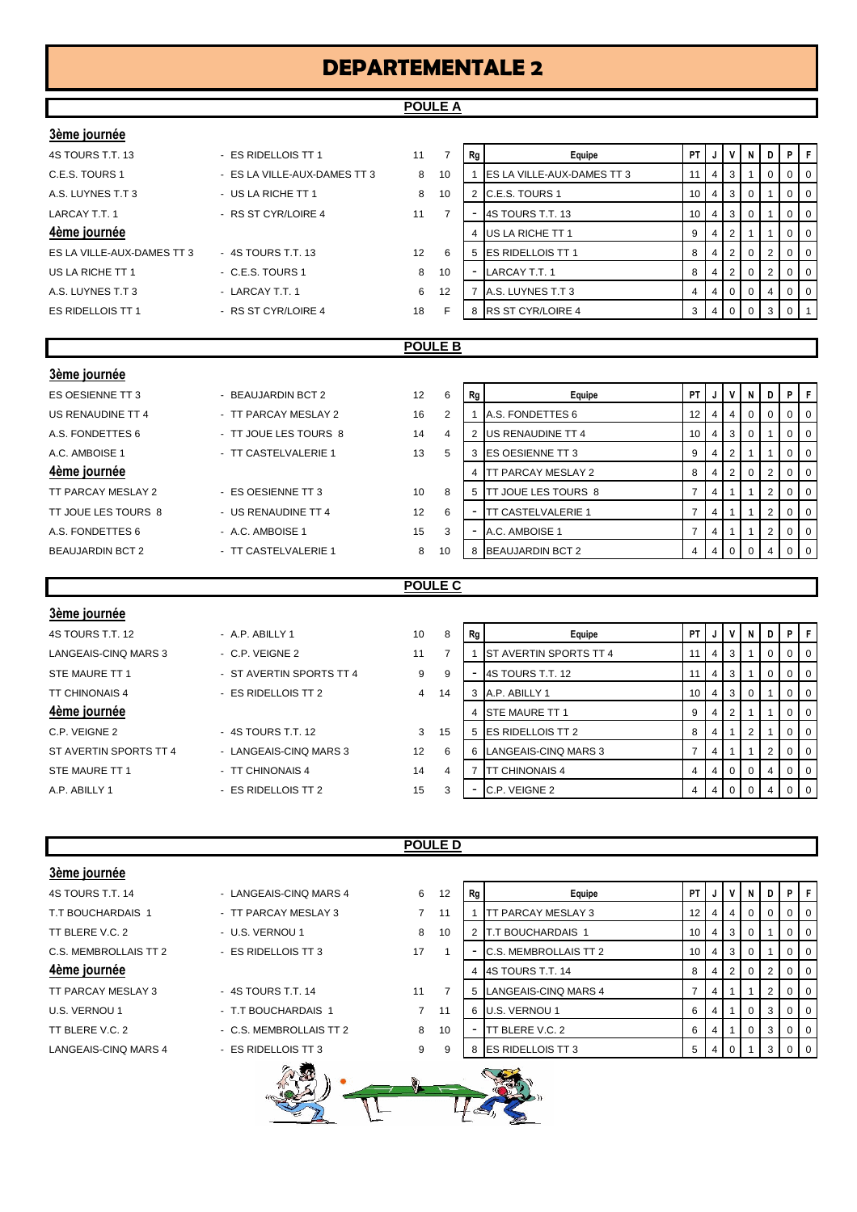# DEPARTEMENTALE 2

## POULE A

**3ème journée**

| Domicile | Extérieur | | |
|---|---|---|---|
| 4S TOURS T.T. 13 | - ES RIDELLOIS TT 1 | 11 | 7 |
| C.E.S. TOURS 1 | - ES LA VILLE-AUX-DAMES TT 3 | 8 | 10 |
| A.S. LUYNES T.T 3 | - US LA RICHE TT 1 | 8 | 10 |
| LARCAY T.T. 1 | - RS ST CYR/LOIRE 4 | 11 | 7 |

**4ème journée**

| Domicile | Extérieur | | |
|---|---|---|---|
| ES LA VILLE-AUX-DAMES TT 3 | - 4S TOURS T.T. 13 | 12 | 6 |
| US LA RICHE TT 1 | - C.E.S. TOURS 1 | 8 | 10 |
| A.S. LUYNES T.T 3 | - LARCAY T.T. 1 | 6 | 12 |
| ES RIDELLOIS TT 1 | - RS ST CYR/LOIRE 4 | 18 | F |

| Rg | Equipe | PT | J | V | N | D | P | F |
|---|---|---|---|---|---|---|---|---|
| 1 | ES LA VILLE-AUX-DAMES TT 3 | 11 | 4 | 3 | 1 | 0 | 0 | 0 |
| 2 | C.E.S. TOURS 1 | 10 | 4 | 3 | 0 | 1 | 0 | 0 |
| - | 4S TOURS T.T. 13 | 10 | 4 | 3 | 0 | 1 | 0 | 0 |
| 4 | US LA RICHE TT 1 | 9 | 4 | 2 | 1 | 1 | 0 | 0 |
| 5 | ES RIDELLOIS TT 1 | 8 | 4 | 2 | 0 | 2 | 0 | 0 |
| - | LARCAY T.T. 1 | 8 | 4 | 2 | 0 | 2 | 0 | 0 |
| 7 | A.S. LUYNES T.T 3 | 4 | 4 | 0 | 0 | 4 | 0 | 0 |
| 8 | RS ST CYR/LOIRE 4 | 3 | 4 | 0 | 0 | 3 | 0 | 1 |

## POULE B

**3ème journée**

| Domicile | Extérieur | | |
|---|---|---|---|
| ES OESIENNE TT 3 | - BEAUJARDIN BCT 2 | 12 | 6 |
| US RENAUDINE TT 4 | - TT PARCAY MESLAY 2 | 16 | 2 |
| A.S. FONDETTES 6 | - TT JOUE LES TOURS 8 | 14 | 4 |
| A.C. AMBOISE 1 | - TT CASTELVALERIE 1 | 13 | 5 |

**4ème journée**

| Domicile | Extérieur | | |
|---|---|---|---|
| TT PARCAY MESLAY 2 | - ES OESIENNE TT 3 | 10 | 8 |
| TT JOUE LES TOURS 8 | - US RENAUDINE TT 4 | 12 | 6 |
| A.S. FONDETTES 6 | - A.C. AMBOISE 1 | 15 | 3 |
| BEAUJARDIN BCT 2 | - TT CASTELVALERIE 1 | 8 | 10 |

| Rg | Equipe | PT | J | V | N | D | P | F |
|---|---|---|---|---|---|---|---|---|
| 1 | A.S. FONDETTES 6 | 12 | 4 | 4 | 0 | 0 | 0 | 0 |
| 2 | US RENAUDINE TT 4 | 10 | 4 | 3 | 0 | 1 | 0 | 0 |
| 3 | ES OESIENNE TT 3 | 9 | 4 | 2 | 1 | 1 | 0 | 0 |
| 4 | TT PARCAY MESLAY 2 | 8 | 4 | 2 | 0 | 2 | 0 | 0 |
| 5 | TT JOUE LES TOURS 8 | 7 | 4 | 1 | 1 | 2 | 0 | 0 |
| - | TT CASTELVALERIE 1 | 7 | 4 | 1 | 1 | 2 | 0 | 0 |
| - | A.C. AMBOISE 1 | 7 | 4 | 1 | 1 | 2 | 0 | 0 |
| 8 | BEAUJARDIN BCT 2 | 4 | 4 | 0 | 0 | 4 | 0 | 0 |

## POULE C

**3ème journée**

| Domicile | Extérieur | | |
|---|---|---|---|
| 4S TOURS T.T. 12 | - A.P. ABILLY 1 | 10 | 8 |
| LANGEAIS-CINQ MARS 3 | - C.P. VEIGNE 2 | 11 | 7 |
| STE MAURE TT 1 | - ST AVERTIN SPORTS TT 4 | 9 | 9 |
| TT CHINONAIS 4 | - ES RIDELLOIS TT 2 | 4 | 14 |

**4ème journée**

| Domicile | Extérieur | | |
|---|---|---|---|
| C.P. VEIGNE 2 | - 4S TOURS T.T. 12 | 3 | 15 |
| ST AVERTIN SPORTS TT 4 | - LANGEAIS-CINQ MARS 3 | 12 | 6 |
| STE MAURE TT 1 | - TT CHINONAIS 4 | 14 | 4 |
| A.P. ABILLY 1 | - ES RIDELLOIS TT 2 | 15 | 3 |

| Rg | Equipe | PT | J | V | N | D | P | F |
|---|---|---|---|---|---|---|---|---|
| 1 | ST AVERTIN SPORTS TT 4 | 11 | 4 | 3 | 1 | 0 | 0 | 0 |
| - | 4S TOURS T.T. 12 | 11 | 4 | 3 | 1 | 0 | 0 | 0 |
| 3 | A.P. ABILLY 1 | 10 | 4 | 3 | 0 | 1 | 0 | 0 |
| 4 | STE MAURE TT 1 | 9 | 4 | 2 | 1 | 1 | 0 | 0 |
| 5 | ES RIDELLOIS TT 2 | 8 | 4 | 1 | 2 | 1 | 0 | 0 |
| 6 | LANGEAIS-CINQ MARS 3 | 7 | 4 | 1 | 1 | 2 | 0 | 0 |
| 7 | TT CHINONAIS 4 | 4 | 4 | 0 | 0 | 4 | 0 | 0 |
| - | C.P. VEIGNE 2 | 4 | 4 | 0 | 0 | 4 | 0 | 0 |

## POULE D

**3ème journée**

| Domicile | Extérieur | | |
|---|---|---|---|
| 4S TOURS T.T. 14 | - LANGEAIS-CINQ MARS 4 | 6 | 12 |
| T.T BOUCHARDAIS 1 | - TT PARCAY MESLAY 3 | 7 | 11 |
| TT BLERE V.C. 2 | - U.S. VERNOU 1 | 8 | 10 |
| C.S. MEMBROLLAIS TT 2 | - ES RIDELLOIS TT 3 | 17 | 1 |

**4ème journée**

| Domicile | Extérieur | | |
|---|---|---|---|
| TT PARCAY MESLAY 3 | - 4S TOURS T.T. 14 | 11 | 7 |
| U.S. VERNOU 1 | - T.T BOUCHARDAIS 1 | 7 | 11 |
| TT BLERE V.C. 2 | - C.S. MEMBROLLAIS TT 2 | 8 | 10 |
| LANGEAIS-CINQ MARS 4 | - ES RIDELLOIS TT 3 | 9 | 9 |

| Rg | Equipe | PT | J | V | N | D | P | F |
|---|---|---|---|---|---|---|---|---|
| 1 | TT PARCAY MESLAY 3 | 12 | 4 | 4 | 0 | 0 | 0 | 0 |
| 2 | T.T BOUCHARDAIS 1 | 10 | 4 | 3 | 0 | 1 | 0 | 0 |
| - | C.S. MEMBROLLAIS TT 2 | 10 | 4 | 3 | 0 | 1 | 0 | 0 |
| 4 | 4S TOURS T.T. 14 | 8 | 4 | 2 | 0 | 2 | 0 | 0 |
| 5 | LANGEAIS-CINQ MARS 4 | 7 | 4 | 1 | 1 | 2 | 0 | 0 |
| 6 | U.S. VERNOU 1 | 6 | 4 | 1 | 0 | 3 | 0 | 0 |
| - | TT BLERE V.C. 2 | 6 | 4 | 1 | 0 | 3 | 0 | 0 |
| 8 | ES RIDELLOIS TT 3 | 5 | 4 | 0 | 1 | 3 | 0 | 0 |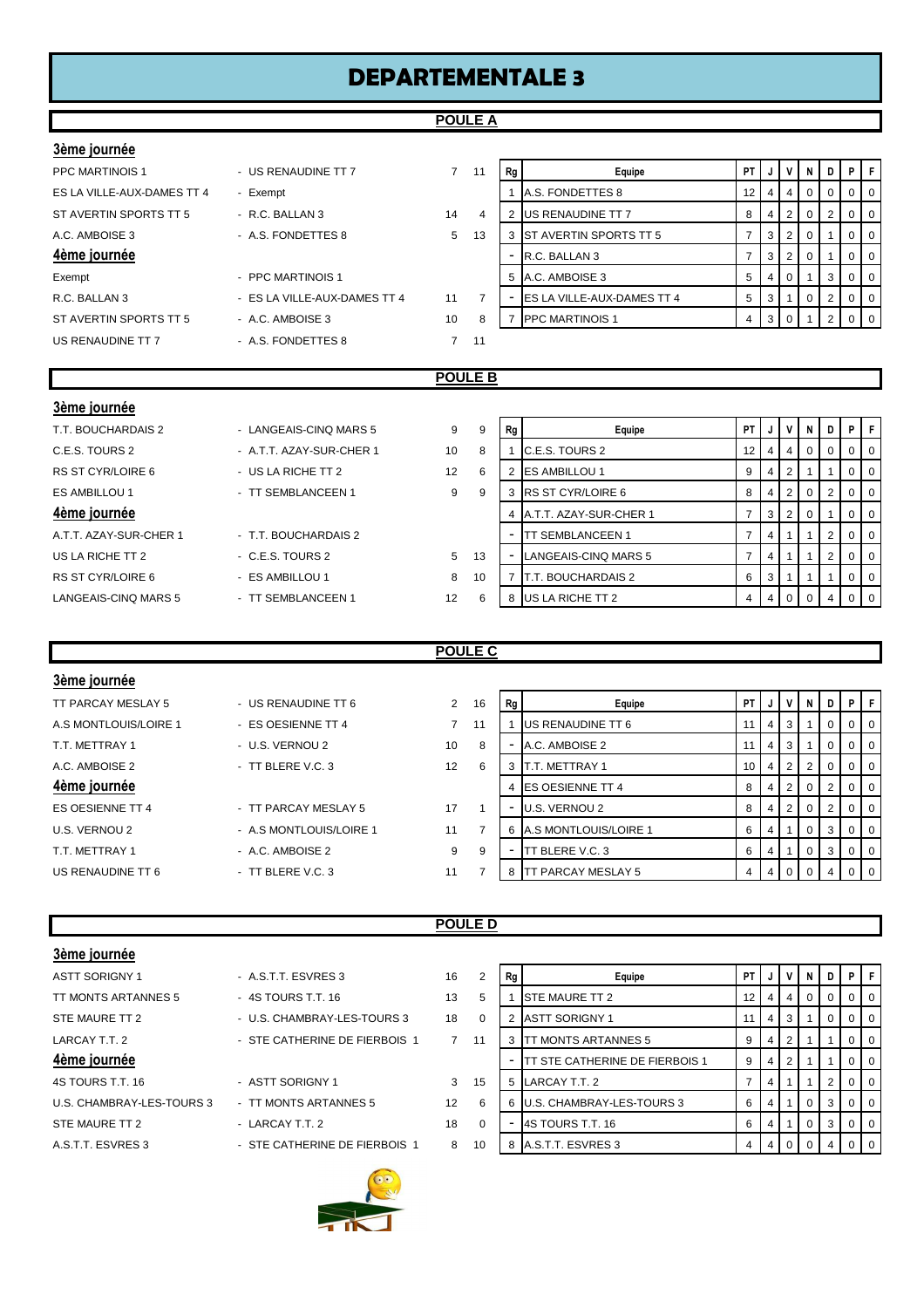# DEPARTEMENTALE 3

## POULE A

### 3ème journée

| | | | |
|---|---|---|---|
| PPC MARTINOIS 1 | - US RENAUDINE TT 7 | 7 | 11 |
| ES LA VILLE-AUX-DAMES TT 4 | - Exempt | | |
| ST AVERTIN SPORTS TT 5 | - R.C. BALLAN 3 | 14 | 4 |
| A.C. AMBOISE 3 | - A.S. FONDETTES 8 | 5 | 13 |

### 4ème journée

| | | | |
|---|---|---|---|
| Exempt | - PPC MARTINOIS 1 | | |
| R.C. BALLAN 3 | - ES LA VILLE-AUX-DAMES TT 4 | 11 | 7 |
| ST AVERTIN SPORTS TT 5 | - A.C. AMBOISE 3 | 10 | 8 |
| US RENAUDINE TT 7 | - A.S. FONDETTES 8 | 7 | 11 |

| Rg | Equipe | PT | J | V | N | D | P | F |
|---|---|---|---|---|---|---|---|---|
| 1 | A.S. FONDETTES 8 | 12 | 4 | 4 | 0 | 0 | 0 | 0 |
| 2 | US RENAUDINE TT 7 | 8 | 4 | 2 | 0 | 2 | 0 | 0 |
| 3 | ST AVERTIN SPORTS TT 5 | 7 | 3 | 2 | 0 | 1 | 0 | 0 |
| - | R.C. BALLAN 3 | 7 | 3 | 2 | 0 | 1 | 0 | 0 |
| 5 | A.C. AMBOISE 3 | 5 | 4 | 0 | 1 | 3 | 0 | 0 |
| - | ES LA VILLE-AUX-DAMES TT 4 | 5 | 3 | 1 | 0 | 2 | 0 | 0 |
| 7 | PPC MARTINOIS 1 | 4 | 3 | 0 | 1 | 2 | 0 | 0 |

## POULE B

### 3ème journée

| | | | |
|---|---|---|---|
| T.T. BOUCHARDAIS 2 | - LANGEAIS-CINQ MARS 5 | 9 | 9 |
| C.E.S. TOURS 2 | - A.T.T. AZAY-SUR-CHER 1 | 10 | 8 |
| RS ST CYR/LOIRE 6 | - US LA RICHE TT 2 | 12 | 6 |
| ES AMBILLOU 1 | - TT SEMBLANCEEN 1 | 9 | 9 |

### 4ème journée

| | | | |
|---|---|---|---|
| A.T.T. AZAY-SUR-CHER 1 | - T.T. BOUCHARDAIS 2 | | |
| US LA RICHE TT 2 | - C.E.S. TOURS 2 | 5 | 13 |
| RS ST CYR/LOIRE 6 | - ES AMBILLOU 1 | 8 | 10 |
| LANGEAIS-CINQ MARS 5 | - TT SEMBLANCEEN 1 | 12 | 6 |

| Rg | Equipe | PT | J | V | N | D | P | F |
|---|---|---|---|---|---|---|---|---|
| 1 | C.E.S. TOURS 2 | 12 | 4 | 4 | 0 | 0 | 0 | 0 |
| 2 | ES AMBILLOU 1 | 9 | 4 | 2 | 1 | 1 | 0 | 0 |
| 3 | RS ST CYR/LOIRE 6 | 8 | 4 | 2 | 0 | 2 | 0 | 0 |
| 4 | A.T.T. AZAY-SUR-CHER 1 | 7 | 3 | 2 | 0 | 1 | 0 | 0 |
| - | TT SEMBLANCEEN 1 | 7 | 4 | 1 | 1 | 2 | 0 | 0 |
| - | LANGEAIS-CINQ MARS 5 | 7 | 4 | 1 | 1 | 2 | 0 | 0 |
| 7 | T.T. BOUCHARDAIS 2 | 6 | 3 | 1 | 1 | 1 | 0 | 0 |
| 8 | US LA RICHE TT 2 | 4 | 4 | 0 | 0 | 4 | 0 | 0 |

## POULE C

### 3ème journée

| | | | |
|---|---|---|---|
| TT PARCAY MESLAY 5 | - US RENAUDINE TT 6 | 2 | 16 |
| A.S MONTLOUIS/LOIRE 1 | - ES OESIENNE TT 4 | 7 | 11 |
| T.T. METTRAY 1 | - U.S. VERNOU 2 | 10 | 8 |
| A.C. AMBOISE 2 | - TT BLERE V.C. 3 | 12 | 6 |

### 4ème journée

| | | | |
|---|---|---|---|
| ES OESIENNE TT 4 | - TT PARCAY MESLAY 5 | 17 | 1 |
| U.S. VERNOU 2 | - A.S MONTLOUIS/LOIRE 1 | 11 | 7 |
| T.T. METTRAY 1 | - A.C. AMBOISE 2 | 9 | 9 |
| US RENAUDINE TT 6 | - TT BLERE V.C. 3 | 11 | 7 |

| Rg | Equipe | PT | J | V | N | D | P | F |
|---|---|---|---|---|---|---|---|---|
| 1 | US RENAUDINE TT 6 | 11 | 4 | 3 | 1 | 0 | 0 | 0 |
| - | A.C. AMBOISE 2 | 11 | 4 | 3 | 1 | 0 | 0 | 0 |
| 3 | T.T. METTRAY 1 | 10 | 4 | 2 | 2 | 0 | 0 | 0 |
| 4 | ES OESIENNE TT 4 | 8 | 4 | 2 | 0 | 2 | 0 | 0 |
| - | U.S. VERNOU 2 | 8 | 4 | 2 | 0 | 2 | 0 | 0 |
| 6 | A.S MONTLOUIS/LOIRE 1 | 6 | 4 | 1 | 0 | 3 | 0 | 0 |
| - | TT BLERE V.C. 3 | 6 | 4 | 1 | 0 | 3 | 0 | 0 |
| 8 | TT PARCAY MESLAY 5 | 4 | 4 | 0 | 0 | 4 | 0 | 0 |

## POULE D

### 3ème journée

| | | | |
|---|---|---|---|
| ASTT SORIGNY 1 | - A.S.T.T. ESVRES 3 | 16 | 2 |
| TT MONTS ARTANNES 5 | - 4S TOURS T.T. 16 | 13 | 5 |
| STE MAURE TT 2 | - U.S. CHAMBRAY-LES-TOURS 3 | 18 | 0 |
| LARCAY T.T. 2 | - STE CATHERINE DE FIERBOIS 1 | 7 | 11 |

### 4ème journée

| | | | |
|---|---|---|---|
| 4S TOURS T.T. 16 | - ASTT SORIGNY 1 | 3 | 15 |
| U.S. CHAMBRAY-LES-TOURS 3 | - TT MONTS ARTANNES 5 | 12 | 6 |
| STE MAURE TT 2 | - LARCAY T.T. 2 | 18 | 0 |
| A.S.T.T. ESVRES 3 | - STE CATHERINE DE FIERBOIS 1 | 8 | 10 |

| Rg | Equipe | PT | J | V | N | D | P | F |
|---|---|---|---|---|---|---|---|---|
| 1 | STE MAURE TT 2 | 12 | 4 | 4 | 0 | 0 | 0 | 0 |
| 2 | ASTT SORIGNY 1 | 11 | 4 | 3 | 1 | 0 | 0 | 0 |
| 3 | TT MONTS ARTANNES 5 | 9 | 4 | 2 | 1 | 1 | 0 | 0 |
| - | TT STE CATHERINE DE FIERBOIS 1 | 9 | 4 | 2 | 1 | 1 | 0 | 0 |
| 5 | LARCAY T.T. 2 | 7 | 4 | 1 | 1 | 2 | 0 | 0 |
| 6 | U.S. CHAMBRAY-LES-TOURS 3 | 6 | 4 | 1 | 0 | 3 | 0 | 0 |
| - | 4S TOURS T.T. 16 | 6 | 4 | 1 | 0 | 3 | 0 | 0 |
| 8 | A.S.T.T. ESVRES 3 | 4 | 4 | 0 | 0 | 4 | 0 | 0 |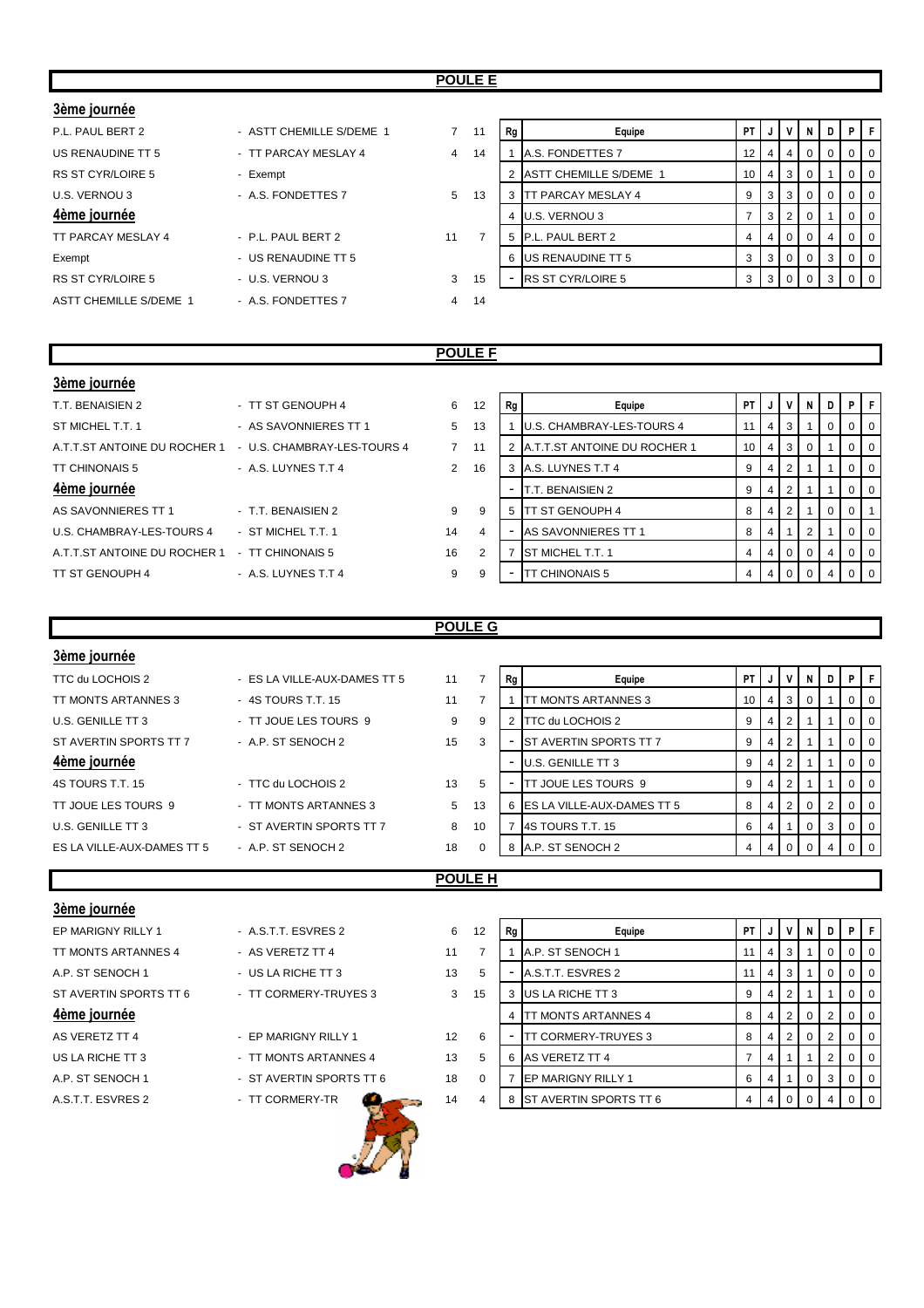## POULE E

### 3ème journée

| | | | |
|---|---|---|---|
| P.L. PAUL BERT 2 | - ASTT CHEMILLE S/DEME 1 | 7 | 11 |
| US RENAUDINE TT 5 | - TT PARCAY MESLAY 4 | 4 | 14 |
| RS ST CYR/LOIRE 5 | - Exempt | | |
| U.S. VERNOU 3 | - A.S. FONDETTES 7 | 5 | 13 |

### 4ème journée

| | | | |
|---|---|---|---|
| TT PARCAY MESLAY 4 | - P.L. PAUL BERT 2 | 11 | 7 |
| Exempt | - US RENAUDINE TT 5 | | |
| RS ST CYR/LOIRE 5 | - U.S. VERNOU 3 | 3 | 15 |
| ASTT CHEMILLE S/DEME 1 | - A.S. FONDETTES 7 | 4 | 14 |

| Rg | Equipe | PT | J | V | N | D | P | F |
|---|---|---|---|---|---|---|---|---|
| 1 | A.S. FONDETTES 7 | 12 | 4 | 4 | 0 | 0 | 0 | 0 |
| 2 | ASTT CHEMILLE S/DEME 1 | 10 | 4 | 3 | 0 | 1 | 0 | 0 |
| 3 | TT PARCAY MESLAY 4 | 9 | 3 | 3 | 0 | 0 | 0 | 0 |
| 4 | U.S. VERNOU 3 | 7 | 3 | 2 | 0 | 1 | 0 | 0 |
| 5 | P.L. PAUL BERT 2 | 4 | 4 | 0 | 0 | 4 | 0 | 0 |
| 6 | US RENAUDINE TT 5 | 3 | 3 | 0 | 0 | 3 | 0 | 0 |
| - | RS ST CYR/LOIRE 5 | 3 | 3 | 0 | 0 | 3 | 0 | 0 |

## POULE F

### 3ème journée

| | | | |
|---|---|---|---|
| T.T. BENAISIEN 2 | - TT ST GENOUPH 4 | 6 | 12 |
| ST MICHEL T.T. 1 | - AS SAVONNIERES TT 1 | 5 | 13 |
| A.T.T.ST ANTOINE DU ROCHER 1 | - U.S. CHAMBRAY-LES-TOURS 4 | 7 | 11 |
| TT CHINONAIS 5 | - A.S. LUYNES T.T 4 | 2 | 16 |

### 4ème journée

| | | | |
|---|---|---|---|
| AS SAVONNIERES TT 1 | - T.T. BENAISIEN 2 | 9 | 9 |
| U.S. CHAMBRAY-LES-TOURS 4 | - ST MICHEL T.T. 1 | 14 | 4 |
| A.T.T.ST ANTOINE DU ROCHER 1 | - TT CHINONAIS 5 | 16 | 2 |
| TT ST GENOUPH 4 | - A.S. LUYNES T.T 4 | 9 | 9 |

| Rg | Equipe | PT | J | V | N | D | P | F |
|---|---|---|---|---|---|---|---|---|
| 1 | U.S. CHAMBRAY-LES-TOURS 4 | 11 | 4 | 3 | 1 | 0 | 0 | 0 |
| 2 | A.T.T.ST ANTOINE DU ROCHER 1 | 10 | 4 | 3 | 0 | 1 | 0 | 0 |
| 3 | A.S. LUYNES T.T 4 | 9 | 4 | 2 | 1 | 1 | 0 | 0 |
| - | T.T. BENAISIEN 2 | 9 | 4 | 2 | 1 | 1 | 0 | 0 |
| 5 | TT ST GENOUPH 4 | 8 | 4 | 2 | 1 | 0 | 0 | 1 |
| - | AS SAVONNIERES TT 1 | 8 | 4 | 1 | 2 | 1 | 0 | 0 |
| 7 | ST MICHEL T.T. 1 | 4 | 4 | 0 | 0 | 4 | 0 | 0 |
| - | TT CHINONAIS 5 | 4 | 4 | 0 | 0 | 4 | 0 | 0 |

## POULE G

### 3ème journée

| | | | |
|---|---|---|---|
| TTC du LOCHOIS 2 | - ES LA VILLE-AUX-DAMES TT 5 | 11 | 7 |
| TT MONTS ARTANNES 3 | - 4S TOURS T.T. 15 | 11 | 7 |
| U.S. GENILLE TT 3 | - TT JOUE LES TOURS 9 | 9 | 9 |
| ST AVERTIN SPORTS TT 7 | - A.P. ST SENOCH 2 | 15 | 3 |

### 4ème journée

| | | | |
|---|---|---|---|
| 4S TOURS T.T. 15 | - TTC du LOCHOIS 2 | 13 | 5 |
| TT JOUE LES TOURS 9 | - TT MONTS ARTANNES 3 | 5 | 13 |
| U.S. GENILLE TT 3 | - ST AVERTIN SPORTS TT 7 | 8 | 10 |
| ES LA VILLE-AUX-DAMES TT 5 | - A.P. ST SENOCH 2 | 18 | 0 |

| Rg | Equipe | PT | J | V | N | D | P | F |
|---|---|---|---|---|---|---|---|---|
| 1 | TT MONTS ARTANNES 3 | 10 | 4 | 3 | 0 | 1 | 0 | 0 |
| 2 | TTC du LOCHOIS 2 | 9 | 4 | 2 | 1 | 1 | 0 | 0 |
| - | ST AVERTIN SPORTS TT 7 | 9 | 4 | 2 | 1 | 1 | 0 | 0 |
| - | U.S. GENILLE TT 3 | 9 | 4 | 2 | 1 | 1 | 0 | 0 |
| - | TT JOUE LES TOURS 9 | 9 | 4 | 2 | 1 | 1 | 0 | 0 |
| 6 | ES LA VILLE-AUX-DAMES TT 5 | 8 | 4 | 2 | 0 | 2 | 0 | 0 |
| 7 | 4S TOURS T.T. 15 | 6 | 4 | 1 | 0 | 3 | 0 | 0 |
| 8 | A.P. ST SENOCH 2 | 4 | 4 | 0 | 0 | 4 | 0 | 0 |

## POULE H

### 3ème journée

| | | | |
|---|---|---|---|
| EP MARIGNY RILLY 1 | - A.S.T.T. ESVRES 2 | 6 | 12 |
| TT MONTS ARTANNES 4 | - AS VERETZ TT 4 | 11 | 7 |
| A.P. ST SENOCH 1 | - US LA RICHE TT 3 | 13 | 5 |
| ST AVERTIN SPORTS TT 6 | - TT CORMERY-TRUYES 3 | 3 | 15 |

### 4ème journée

| | | | |
|---|---|---|---|
| AS VERETZ TT 4 | - EP MARIGNY RILLY 1 | 12 | 6 |
| US LA RICHE TT 3 | - TT MONTS ARTANNES 4 | 13 | 5 |
| A.P. ST SENOCH 1 | - ST AVERTIN SPORTS TT 6 | 18 | 0 |
| A.S.T.T. ESVRES 2 | - TT CORMERY-TR | 14 | 4 |

| Rg | Equipe | PT | J | V | N | D | P | F |
|---|---|---|---|---|---|---|---|---|
| 1 | A.P. ST SENOCH 1 | 11 | 4 | 3 | 1 | 0 | 0 | 0 |
| - | A.S.T.T. ESVRES 2 | 11 | 4 | 3 | 1 | 0 | 0 | 0 |
| 3 | US LA RICHE TT 3 | 9 | 4 | 2 | 1 | 1 | 0 | 0 |
| 4 | TT MONTS ARTANNES 4 | 8 | 4 | 2 | 0 | 2 | 0 | 0 |
| - | TT CORMERY-TRUYES 3 | 8 | 4 | 2 | 0 | 2 | 0 | 0 |
| 6 | AS VERETZ TT 4 | 7 | 4 | 1 | 1 | 2 | 0 | 0 |
| 7 | EP MARIGNY RILLY 1 | 6 | 4 | 1 | 0 | 3 | 0 | 0 |
| 8 | ST AVERTIN SPORTS TT 6 | 4 | 4 | 0 | 0 | 4 | 0 | 0 |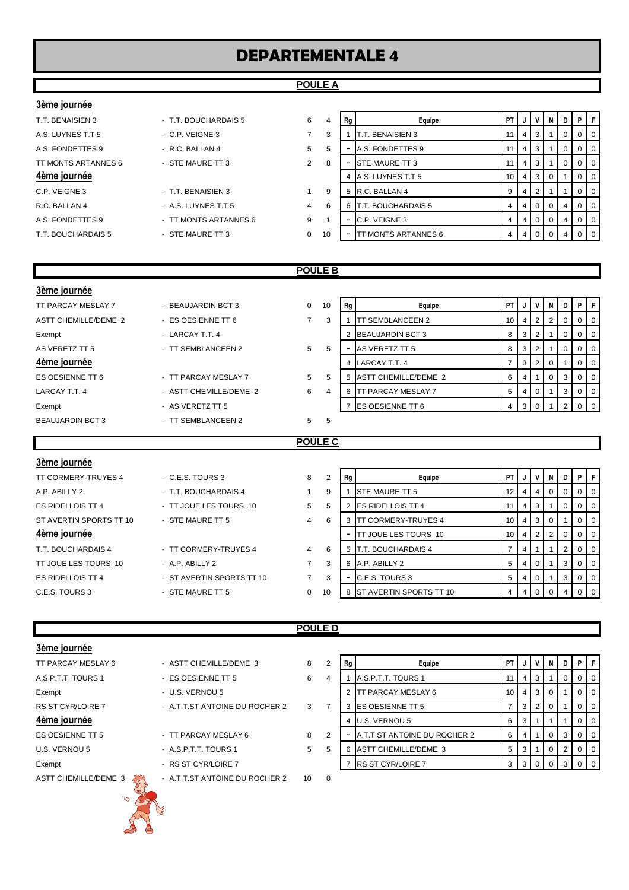# DEPARTEMENTALE 4

## POULE A

**3ème journée**

| | | | |
|---|---|---|---|
| T.T. BENAISIEN 3 | - T.T. BOUCHARDAIS 5 | 6 | 4 |
| A.S. LUYNES T.T 5 | - C.P. VEIGNE 3 | 7 | 3 |
| A.S. FONDETTES 9 | - R.C. BALLAN 4 | 5 | 5 |
| TT MONTS ARTANNES 6 | - STE MAURE TT 3 | 2 | 8 |

**4ème journée**

| | | | |
|---|---|---|---|
| C.P. VEIGNE 3 | - T.T. BENAISIEN 3 | 1 | 9 |
| R.C. BALLAN 4 | - A.S. LUYNES T.T 5 | 4 | 6 |
| A.S. FONDETTES 9 | - TT MONTS ARTANNES 6 | 9 | 1 |
| T.T. BOUCHARDAIS 5 | - STE MAURE TT 3 | 0 | 10 |

| Rg | Equipe | PT | J | V | N | D | P | F |
|---|---|---|---|---|---|---|---|---|
| 1 | T.T. BENAISIEN 3 | 11 | 4 | 3 | 1 | 0 | 0 | 0 |
| - | A.S. FONDETTES 9 | 11 | 4 | 3 | 1 | 0 | 0 | 0 |
| - | STE MAURE TT 3 | 11 | 4 | 3 | 1 | 0 | 0 | 0 |
| 4 | A.S. LUYNES T.T 5 | 10 | 4 | 3 | 0 | 1 | 0 | 0 |
| 5 | R.C. BALLAN 4 | 9 | 4 | 2 | 1 | 1 | 0 | 0 |
| 6 | T.T. BOUCHARDAIS 5 | 4 | 4 | 0 | 0 | 4 | 0 | 0 |
| - | C.P. VEIGNE 3 | 4 | 4 | 0 | 0 | 4 | 0 | 0 |
| - | TT MONTS ARTANNES 6 | 4 | 4 | 0 | 0 | 4 | 0 | 0 |

## POULE B

**3ème journée**

| | | | |
|---|---|---|---|
| TT PARCAY MESLAY 7 | - BEAUJARDIN BCT 3 | 0 | 10 |
| ASTT CHEMILLE/DEME 2 | - ES OESIENNE TT 6 | 7 | 3 |
| Exempt | - LARCAY T.T. 4 | | |
| AS VERETZ TT 5 | - TT SEMBLANCEEN 2 | 5 | 5 |

**4ème journée**

| | | | |
|---|---|---|---|
| ES OESIENNE TT 6 | - TT PARCAY MESLAY 7 | 5 | 5 |
| LARCAY T.T. 4 | - ASTT CHEMILLE/DEME 2 | 6 | 4 |
| Exempt | - AS VERETZ TT 5 | | |
| BEAUJARDIN BCT 3 | - TT SEMBLANCEEN 2 | 5 | 5 |

| Rg | Equipe | PT | J | V | N | D | P | F |
|---|---|---|---|---|---|---|---|---|
| 1 | TT SEMBLANCEEN 2 | 10 | 4 | 2 | 2 | 0 | 0 | 0 |
| 2 | BEAUJARDIN BCT 3 | 8 | 3 | 2 | 1 | 0 | 0 | 0 |
| - | AS VERETZ TT 5 | 8 | 3 | 2 | 1 | 0 | 0 | 0 |
| 4 | LARCAY T.T. 4 | 7 | 3 | 2 | 0 | 1 | 0 | 0 |
| 5 | ASTT CHEMILLE/DEME 2 | 6 | 4 | 1 | 0 | 3 | 0 | 0 |
| 6 | TT PARCAY MESLAY 7 | 5 | 4 | 0 | 1 | 3 | 0 | 0 |
| 7 | ES OESIENNE TT 6 | 4 | 3 | 0 | 1 | 2 | 0 | 0 |

## POULE C

**3ème journée**

| | | | |
|---|---|---|---|
| TT CORMERY-TRUYES 4 | - C.E.S. TOURS 3 | 8 | 2 |
| A.P. ABILLY 2 | - T.T. BOUCHARDAIS 4 | 1 | 9 |
| ES RIDELLOIS TT 4 | - TT JOUE LES TOURS 10 | 5 | 5 |
| ST AVERTIN SPORTS TT 10 | - STE MAURE TT 5 | 4 | 6 |

**4ème journée**

| | | | |
|---|---|---|---|
| T.T. BOUCHARDAIS 4 | - TT CORMERY-TRUYES 4 | 4 | 6 |
| TT JOUE LES TOURS 10 | - A.P. ABILLY 2 | 7 | 3 |
| ES RIDELLOIS TT 4 | - ST AVERTIN SPORTS TT 10 | 7 | 3 |
| C.E.S. TOURS 3 | - STE MAURE TT 5 | 0 | 10 |

| Rg | Equipe | PT | J | V | N | D | P | F |
|---|---|---|---|---|---|---|---|---|
| 1 | STE MAURE TT 5 | 12 | 4 | 4 | 0 | 0 | 0 | 0 |
| 2 | ES RIDELLOIS TT 4 | 11 | 4 | 3 | 1 | 0 | 0 | 0 |
| 3 | TT CORMERY-TRUYES 4 | 10 | 4 | 3 | 0 | 1 | 0 | 0 |
| - | TT JOUE LES TOURS 10 | 10 | 4 | 2 | 2 | 0 | 0 | 0 |
| 5 | T.T. BOUCHARDAIS 4 | 7 | 4 | 1 | 1 | 2 | 0 | 0 |
| 6 | A.P. ABILLY 2 | 5 | 4 | 0 | 1 | 3 | 0 | 0 |
| - | C.E.S. TOURS 3 | 5 | 4 | 0 | 1 | 3 | 0 | 0 |
| 8 | ST AVERTIN SPORTS TT 10 | 4 | 4 | 0 | 0 | 4 | 0 | 0 |

## POULE D

**3ème journée**

| | | | |
|---|---|---|---|
| TT PARCAY MESLAY 6 | - ASTT CHEMILLE/DEME 3 | 8 | 2 |
| A.S.P.T.T. TOURS 1 | - ES OESIENNE TT 5 | 6 | 4 |
| Exempt | - U.S. VERNOU 5 | | |
| RS ST CYR/LOIRE 7 | - A.T.T.ST ANTOINE DU ROCHER 2 | 3 | 7 |

**4ème journée**

| | | | |
|---|---|---|---|
| ES OESIENNE TT 5 | - TT PARCAY MESLAY 6 | 8 | 2 |
| U.S. VERNOU 5 | - A.S.P.T.T. TOURS 1 | 5 | 5 |
| Exempt | - RS ST CYR/LOIRE 7 | | |
| ASTT CHEMILLE/DEME 3 | - A.T.T.ST ANTOINE DU ROCHER 2 | 10 | 0 |

| Rg | Equipe | PT | J | V | N | D | P | F |
|---|---|---|---|---|---|---|---|---|
| 1 | A.S.P.T.T. TOURS 1 | 11 | 4 | 3 | 1 | 0 | 0 | 0 |
| 2 | TT PARCAY MESLAY 6 | 10 | 4 | 3 | 0 | 1 | 0 | 0 |
| 3 | ES OESIENNE TT 5 | 7 | 3 | 2 | 0 | 1 | 0 | 0 |
| 4 | U.S. VERNOU 5 | 6 | 3 | 1 | 1 | 1 | 0 | 0 |
| - | A.T.T.ST ANTOINE DU ROCHER 2 | 6 | 4 | 1 | 0 | 3 | 0 | 0 |
| 6 | ASTT CHEMILLE/DEME 3 | 5 | 3 | 1 | 0 | 2 | 0 | 0 |
| 7 | RS ST CYR/LOIRE 7 | 3 | 3 | 0 | 0 | 3 | 0 | 0 |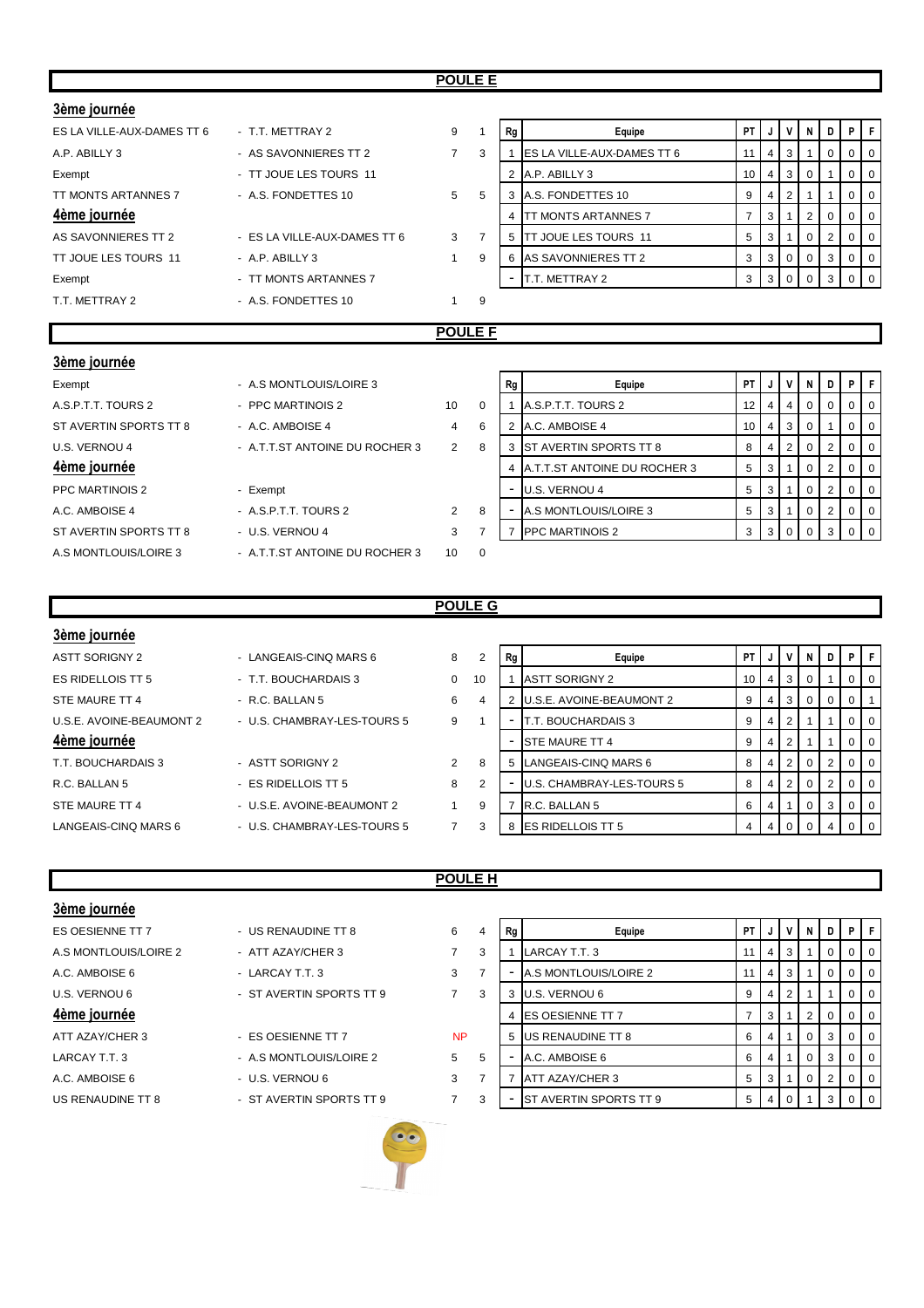## POULE E

### 3ème journée

| | | | |
|---|---|---|---|
| ES LA VILLE-AUX-DAMES TT 6 | - T.T. METTRAY 2 | 9 | 1 |
| A.P. ABILLY 3 | - AS SAVONNIERES TT 2 | 7 | 3 |
| Exempt | - TT JOUE LES TOURS 11 | | |
| TT MONTS ARTANNES 7 | - A.S. FONDETTES 10 | 5 | 5 |

### 4ème journée

| | | | |
|---|---|---|---|
| AS SAVONNIERES TT 2 | - ES LA VILLE-AUX-DAMES TT 6 | 3 | 7 |
| TT JOUE LES TOURS 11 | - A.P. ABILLY 3 | 1 | 9 |
| Exempt | - TT MONTS ARTANNES 7 | | |
| T.T. METTRAY 2 | - A.S. FONDETTES 10 | 1 | 9 |

| Rg | Equipe | PT | J | V | N | D | P | F |
|---|---|---|---|---|---|---|---|---|
| 1 | ES LA VILLE-AUX-DAMES TT 6 | 11 | 4 | 3 | 1 | 0 | 0 | 0 |
| 2 | A.P. ABILLY 3 | 10 | 4 | 3 | 0 | 1 | 0 | 0 |
| 3 | A.S. FONDETTES 10 | 9 | 4 | 2 | 1 | 1 | 0 | 0 |
| 4 | TT MONTS ARTANNES 7 | 7 | 3 | 1 | 2 | 0 | 0 | 0 |
| 5 | TT JOUE LES TOURS 11 | 5 | 3 | 1 | 0 | 2 | 0 | 0 |
| 6 | AS SAVONNIERES TT 2 | 3 | 3 | 0 | 0 | 3 | 0 | 0 |
| - | T.T. METTRAY 2 | 3 | 3 | 0 | 0 | 3 | 0 | 0 |

## POULE F

### 3ème journée

| | | | |
|---|---|---|---|
| Exempt | - A.S MONTLOUIS/LOIRE 3 | | |
| A.S.P.T.T. TOURS 2 | - PPC MARTINOIS 2 | 10 | 0 |
| ST AVERTIN SPORTS TT 8 | - A.C. AMBOISE 4 | 4 | 6 |
| U.S. VERNOU 4 | - A.T.T.ST ANTOINE DU ROCHER 3 | 2 | 8 |

### 4ème journée

| | | | |
|---|---|---|---|
| PPC MARTINOIS 2 | - Exempt | | |
| A.C. AMBOISE 4 | - A.S.P.T.T. TOURS 2 | 2 | 8 |
| ST AVERTIN SPORTS TT 8 | - U.S. VERNOU 4 | 3 | 7 |
| A.S MONTLOUIS/LOIRE 3 | - A.T.T.ST ANTOINE DU ROCHER 3 | 10 | 0 |

| Rg | Equipe | PT | J | V | N | D | P | F |
|---|---|---|---|---|---|---|---|---|
| 1 | A.S.P.T.T. TOURS 2 | 12 | 4 | 4 | 0 | 0 | 0 | 0 |
| 2 | A.C. AMBOISE 4 | 10 | 4 | 3 | 0 | 1 | 0 | 0 |
| 3 | ST AVERTIN SPORTS TT 8 | 8 | 4 | 2 | 0 | 2 | 0 | 0 |
| 4 | A.T.T.ST ANTOINE DU ROCHER 3 | 5 | 3 | 1 | 0 | 2 | 0 | 0 |
| - | U.S. VERNOU 4 | 5 | 3 | 1 | 0 | 2 | 0 | 0 |
| - | A.S MONTLOUIS/LOIRE 3 | 5 | 3 | 1 | 0 | 2 | 0 | 0 |
| 7 | PPC MARTINOIS 2 | 3 | 3 | 0 | 0 | 3 | 0 | 0 |

## POULE G

### 3ème journée

| | | | |
|---|---|---|---|
| ASTT SORIGNY 2 | - LANGEAIS-CINQ MARS 6 | 8 | 2 |
| ES RIDELLOIS TT 5 | - T.T. BOUCHARDAIS 3 | 0 | 10 |
| STE MAURE TT 4 | - R.C. BALLAN 5 | 6 | 4 |
| U.S.E. AVOINE-BEAUMONT 2 | - U.S. CHAMBRAY-LES-TOURS 5 | 9 | 1 |

### 4ème journée

| | | | |
|---|---|---|---|
| T.T. BOUCHARDAIS 3 | - ASTT SORIGNY 2 | 2 | 8 |
| R.C. BALLAN 5 | - ES RIDELLOIS TT 5 | 8 | 2 |
| STE MAURE TT 4 | - U.S.E. AVOINE-BEAUMONT 2 | 1 | 9 |
| LANGEAIS-CINQ MARS 6 | - U.S. CHAMBRAY-LES-TOURS 5 | 7 | 3 |

| Rg | Equipe | PT | J | V | N | D | P | F |
|---|---|---|---|---|---|---|---|---|
| 1 | ASTT SORIGNY 2 | 10 | 4 | 3 | 0 | 1 | 0 | 0 |
| 2 | U.S.E. AVOINE-BEAUMONT 2 | 9 | 4 | 3 | 0 | 0 | 0 | 1 |
| - | T.T. BOUCHARDAIS 3 | 9 | 4 | 2 | 1 | 1 | 0 | 0 |
| - | STE MAURE TT 4 | 9 | 4 | 2 | 1 | 1 | 0 | 0 |
| 5 | LANGEAIS-CINQ MARS 6 | 8 | 4 | 2 | 0 | 2 | 0 | 0 |
| - | U.S. CHAMBRAY-LES-TOURS 5 | 8 | 4 | 2 | 0 | 2 | 0 | 0 |
| 7 | R.C. BALLAN 5 | 6 | 4 | 1 | 0 | 3 | 0 | 0 |
| 8 | ES RIDELLOIS TT 5 | 4 | 4 | 0 | 0 | 4 | 0 | 0 |

## POULE H

### 3ème journée

| | | | |
|---|---|---|---|
| ES OESIENNE TT 7 | - US RENAUDINE TT 8 | 6 | 4 |
| A.S MONTLOUIS/LOIRE 2 | - ATT AZAY/CHER 3 | 7 | 3 |
| A.C. AMBOISE 6 | - LARCAY T.T. 3 | 3 | 7 |
| U.S. VERNOU 6 | - ST AVERTIN SPORTS TT 9 | 7 | 3 |

### 4ème journée

| | | | |
|---|---|---|---|
| ATT AZAY/CHER 3 | - ES OESIENNE TT 7 | NP | |
| LARCAY T.T. 3 | - A.S MONTLOUIS/LOIRE 2 | 5 | 5 |
| A.C. AMBOISE 6 | - U.S. VERNOU 6 | 3 | 7 |
| US RENAUDINE TT 8 | - ST AVERTIN SPORTS TT 9 | 7 | 3 |

| Rg | Equipe | PT | J | V | N | D | P | F |
|---|---|---|---|---|---|---|---|---|
| 1 | LARCAY T.T. 3 | 11 | 4 | 3 | 1 | 0 | 0 | 0 |
| - | A.S MONTLOUIS/LOIRE 2 | 11 | 4 | 3 | 1 | 0 | 0 | 0 |
| 3 | U.S. VERNOU 6 | 9 | 4 | 2 | 1 | 1 | 0 | 0 |
| 4 | ES OESIENNE TT 7 | 7 | 3 | 1 | 2 | 0 | 0 | 0 |
| 5 | US RENAUDINE TT 8 | 6 | 4 | 1 | 0 | 3 | 0 | 0 |
| - | A.C. AMBOISE 6 | 6 | 4 | 1 | 0 | 3 | 0 | 0 |
| 7 | ATT AZAY/CHER 3 | 5 | 3 | 1 | 0 | 2 | 0 | 0 |
| - | ST AVERTIN SPORTS TT 9 | 5 | 4 | 0 | 1 | 3 | 0 | 0 |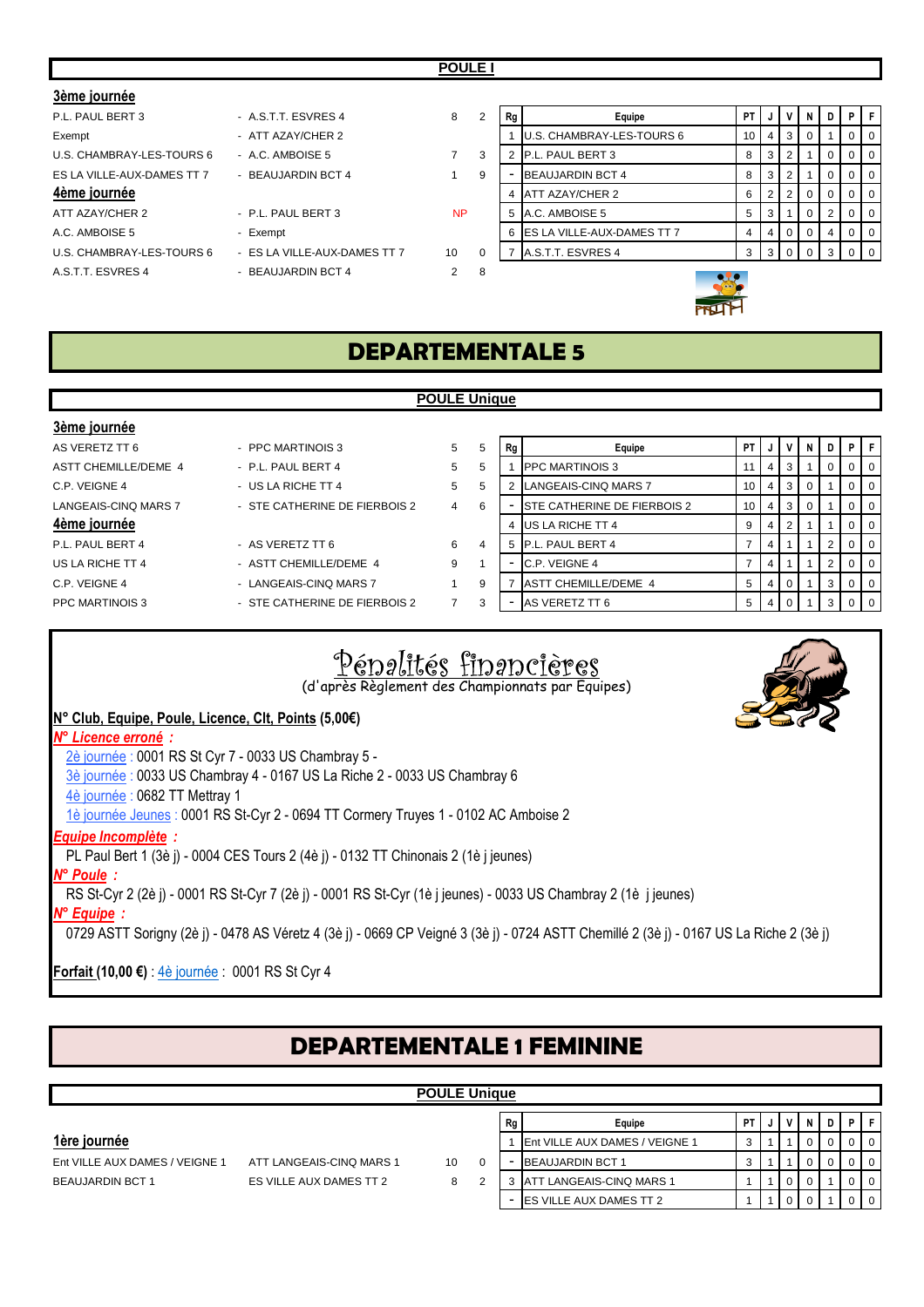## POULE I

### 3ème journée

| | | | |
|---|---|---|---|
| P.L. PAUL BERT 3 | - A.S.T.T. ESVRES 4 | 8 | 2 |
| Exempt | - ATT AZAY/CHER 2 | | |
| U.S. CHAMBRAY-LES-TOURS 6 | - A.C. AMBOISE 5 | 7 | 3 |
| ES LA VILLE-AUX-DAMES TT 7 | - BEAUJARDIN BCT 4 | 1 | 9 |

### 4ème journée

| | | | |
|---|---|---|---|
| ATT AZAY/CHER 2 | - P.L. PAUL BERT 3 | NP | |
| A.C. AMBOISE 5 | - Exempt | | |
| U.S. CHAMBRAY-LES-TOURS 6 | - ES LA VILLE-AUX-DAMES TT 7 | 10 | 0 |
| A.S.T.T. ESVRES 4 | - BEAUJARDIN BCT 4 | 2 | 8 |

| Rg | Equipe | PT | J | V | N | D | P | F |
|---|---|---|---|---|---|---|---|---|
| 1 | U.S. CHAMBRAY-LES-TOURS 6 | 10 | 4 | 3 | 0 | 1 | 0 | 0 |
| 2 | P.L. PAUL BERT 3 | 8 | 3 | 2 | 1 | 0 | 0 | 0 |
| - | BEAUJARDIN BCT 4 | 8 | 3 | 2 | 1 | 0 | 0 | 0 |
| 4 | ATT AZAY/CHER 2 | 6 | 2 | 2 | 0 | 0 | 0 | 0 |
| 5 | A.C. AMBOISE 5 | 5 | 3 | 1 | 0 | 2 | 0 | 0 |
| 6 | ES LA VILLE-AUX-DAMES TT 7 | 4 | 4 | 0 | 0 | 4 | 0 | 0 |
| 7 | A.S.T.T. ESVRES 4 | 3 | 3 | 0 | 0 | 3 | 0 | 0 |

# DEPARTEMENTALE 5

## POULE Unique

### 3ème journée

| | | | |
|---|---|---|---|
| AS VERETZ TT 6 | - PPC MARTINOIS 3 | 5 | 5 |
| ASTT CHEMILLE/DEME 4 | - P.L. PAUL BERT 4 | 5 | 5 |
| C.P. VEIGNE 4 | - US LA RICHE TT 4 | 5 | 5 |
| LANGEAIS-CINQ MARS 7 | - STE CATHERINE DE FIERBOIS 2 | 4 | 6 |

### 4ème journée

| | | | |
|---|---|---|---|
| P.L. PAUL BERT 4 | - AS VERETZ TT 6 | 6 | 4 |
| US LA RICHE TT 4 | - ASTT CHEMILLE/DEME 4 | 9 | 1 |
| C.P. VEIGNE 4 | - LANGEAIS-CINQ MARS 7 | 1 | 9 |
| PPC MARTINOIS 3 | - STE CATHERINE DE FIERBOIS 2 | 7 | 3 |

| Rg | Equipe | PT | J | V | N | D | P | F |
|---|---|---|---|---|---|---|---|---|
| 1 | PPC MARTINOIS 3 | 11 | 4 | 3 | 1 | 0 | 0 | 0 |
| 2 | LANGEAIS-CINQ MARS 7 | 10 | 4 | 3 | 0 | 1 | 0 | 0 |
| - | STE CATHERINE DE FIERBOIS 2 | 10 | 4 | 3 | 0 | 1 | 0 | 0 |
| 4 | US LA RICHE TT 4 | 9 | 4 | 2 | 1 | 1 | 0 | 0 |
| 5 | P.L. PAUL BERT 4 | 7 | 4 | 1 | 1 | 2 | 0 | 0 |
| - | C.P. VEIGNE 4 | 7 | 4 | 1 | 1 | 2 | 0 | 0 |
| 7 | ASTT CHEMILLE/DEME 4 | 5 | 4 | 0 | 1 | 3 | 0 | 0 |
| - | AS VERETZ TT 6 | 5 | 4 | 0 | 1 | 3 | 0 | 0 |

## Pénalités financières

(d'après Règlement des Championnats par Equipes)

**N° Club, Equipe, Poule, Licence, Clt, Points (5,00€)**

***N° Licence erroné :***

2è journée : 0001 RS St Cyr 7 - 0033 US Chambray 5 -
3è journée : 0033 US Chambray 4 - 0167 US La Riche 2 - 0033 US Chambray 6
4è journée : 0682 TT Mettray 1
1è journée Jeunes : 0001 RS St-Cyr 2 - 0694 TT Cormery Truyes 1 - 0102 AC Amboise 2

***Equipe Incomplète :***

PL Paul Bert 1 (3è j) - 0004 CES Tours 2 (4è j) - 0132 TT Chinonais 2 (1è j jeunes)

***N° Poule :***

RS St-Cyr 2 (2è j) - 0001 RS St-Cyr 7 (2è j) - 0001 RS St-Cyr (1è j jeunes) - 0033 US Chambray 2 (1è j jeunes)

***N° Equipe :***

0729 ASTT Sorigny (2è j) - 0478 AS Véretz 4 (3è j) - 0669 CP Veigné 3 (3è j) - 0724 ASTT Chemillé 2 (3è j) - 0167 US La Riche 2 (3è j)

**Forfait (10,00 €)** : 4è journée : 0001 RS St Cyr 4

# DEPARTEMENTALE 1 FEMININE

## POULE Unique

### 1ère journée

| | | | |
|---|---|---|---|
| Ent VILLE AUX DAMES / VEIGNE 1 | ATT LANGEAIS-CINQ MARS 1 | 10 | 0 |
| BEAUJARDIN BCT 1 | ES VILLE AUX DAMES TT 2 | 8 | 2 |

| Rg | Equipe | PT | J | V | N | D | P | F |
|---|---|---|---|---|---|---|---|---|
| 1 | Ent VILLE AUX DAMES / VEIGNE 1 | 3 | 1 | 1 | 0 | 0 | 0 | 0 |
| - | BEAUJARDIN BCT 1 | 3 | 1 | 1 | 0 | 0 | 0 | 0 |
| 3 | ATT LANGEAIS-CINQ MARS 1 | 1 | 1 | 0 | 0 | 1 | 0 | 0 |
| - | ES VILLE AUX DAMES TT 2 | 1 | 1 | 0 | 0 | 1 | 0 | 0 |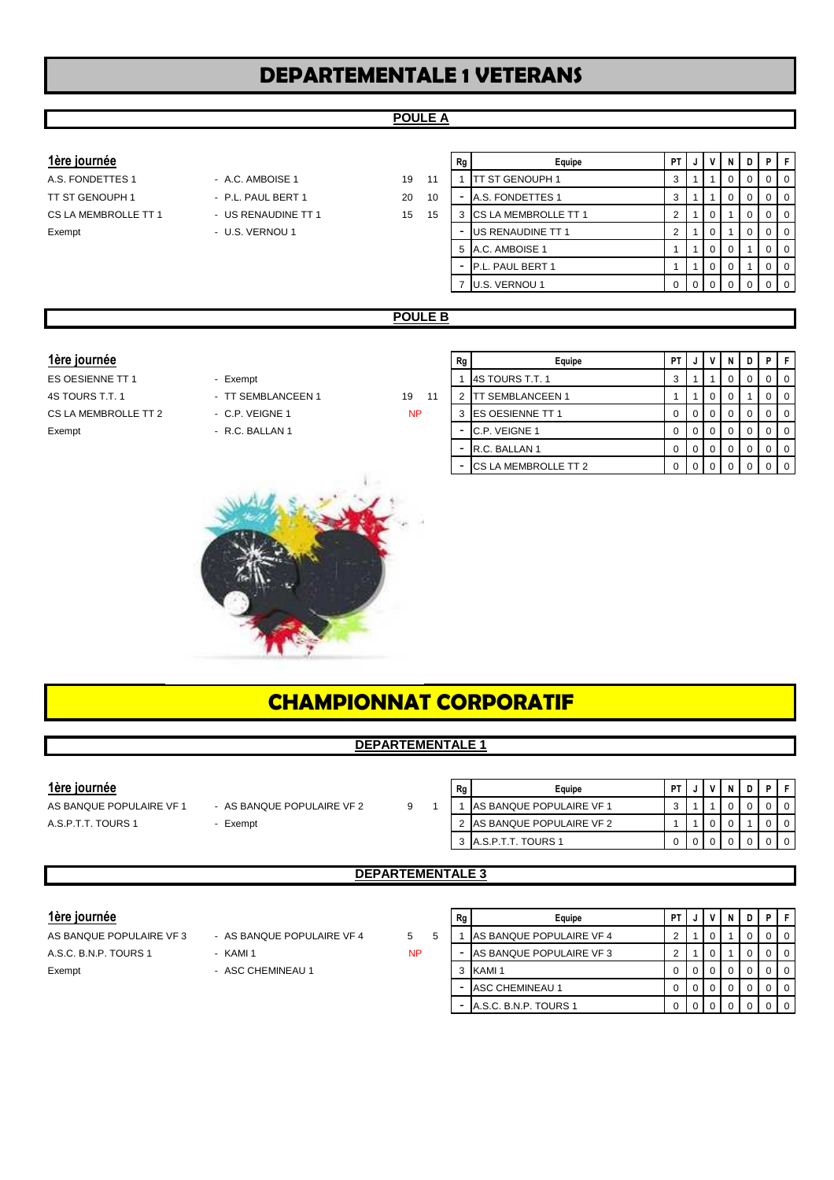# DEPARTEMENTALE 1 VETERANS

## POULE A

### 1ère journée

| | | | |
|---|---|---|---|
| A.S. FONDETTES 1 | - A.C. AMBOISE 1 | 19 | 11 |
| TT ST GENOUPH 1 | - P.L. PAUL BERT 1 | 20 | 10 |
| CS LA MEMBROLLE TT 1 | - US RENAUDINE TT 1 | 15 | 15 |
| Exempt | - U.S. VERNOU 1 | | |

| Rg | Equipe | PT | J | V | N | D | P | F |
|---|---|---|---|---|---|---|---|---|
| 1 | TT ST GENOUPH 1 | 3 | 1 | 1 | 0 | 0 | 0 | 0 |
| - | A.S. FONDETTES 1 | 3 | 1 | 1 | 0 | 0 | 0 | 0 |
| 3 | CS LA MEMBROLLE TT 1 | 2 | 1 | 0 | 1 | 0 | 0 | 0 |
| - | US RENAUDINE TT 1 | 2 | 1 | 0 | 1 | 0 | 0 | 0 |
| 5 | A.C. AMBOISE 1 | 1 | 1 | 0 | 0 | 1 | 0 | 0 |
| - | P.L. PAUL BERT 1 | 1 | 1 | 0 | 0 | 1 | 0 | 0 |
| 7 | U.S. VERNOU 1 | 0 | 0 | 0 | 0 | 0 | 0 | 0 |

## POULE B

### 1ère journée

| | | | |
|---|---|---|---|
| ES OESIENNE TT 1 | - Exempt | | |
| 4S TOURS T.T. 1 | - TT SEMBLANCEEN 1 | 19 | 11 |
| CS LA MEMBROLLE TT 2 | - C.P. VEIGNE 1 | NP | |
| Exempt | - R.C. BALLAN 1 | | |

| Rg | Equipe | PT | J | V | N | D | P | F |
|---|---|---|---|---|---|---|---|---|
| 1 | 4S TOURS T.T. 1 | 3 | 1 | 1 | 0 | 0 | 0 | 0 |
| 2 | TT SEMBLANCEEN 1 | 1 | 1 | 0 | 0 | 1 | 0 | 0 |
| 3 | ES OESIENNE TT 1 | 0 | 0 | 0 | 0 | 0 | 0 | 0 |
| - | C.P. VEIGNE 1 | 0 | 0 | 0 | 0 | 0 | 0 | 0 |
| - | R.C. BALLAN 1 | 0 | 0 | 0 | 0 | 0 | 0 | 0 |
| - | CS LA MEMBROLLE TT 2 | 0 | 0 | 0 | 0 | 0 | 0 | 0 |

# CHAMPIONNAT CORPORATIF

## DEPARTEMENTALE 1

### 1ère journée

| | | | |
|---|---|---|---|
| AS BANQUE POPULAIRE VF 1 | - AS BANQUE POPULAIRE VF 2 | 9 | 1 |
| A.S.P.T.T. TOURS 1 | - Exempt | | |

| Rg | Equipe | PT | J | V | N | D | P | F |
|---|---|---|---|---|---|---|---|---|
| 1 | AS BANQUE POPULAIRE VF 1 | 3 | 1 | 1 | 0 | 0 | 0 | 0 |
| 2 | AS BANQUE POPULAIRE VF 2 | 1 | 1 | 0 | 0 | 1 | 0 | 0 |
| 3 | A.S.P.T.T. TOURS 1 | 0 | 0 | 0 | 0 | 0 | 0 | 0 |

## DEPARTEMENTALE 3

### 1ère journée

| | | | |
|---|---|---|---|
| AS BANQUE POPULAIRE VF 3 | - AS BANQUE POPULAIRE VF 4 | 5 | 5 |
| A.S.C. B.N.P. TOURS 1 | - KAMI 1 | NP | |
| Exempt | - ASC CHEMINEAU 1 | | |

| Rg | Equipe | PT | J | V | N | D | P | F |
|---|---|---|---|---|---|---|---|---|
| 1 | AS BANQUE POPULAIRE VF 4 | 2 | 1 | 0 | 1 | 0 | 0 | 0 |
| - | AS BANQUE POPULAIRE VF 3 | 2 | 1 | 0 | 1 | 0 | 0 | 0 |
| 3 | KAMI 1 | 0 | 0 | 0 | 0 | 0 | 0 | 0 |
| - | ASC CHEMINEAU 1 | 0 | 0 | 0 | 0 | 0 | 0 | 0 |
| - | A.S.C. B.N.P. TOURS 1 | 0 | 0 | 0 | 0 | 0 | 0 | 0 |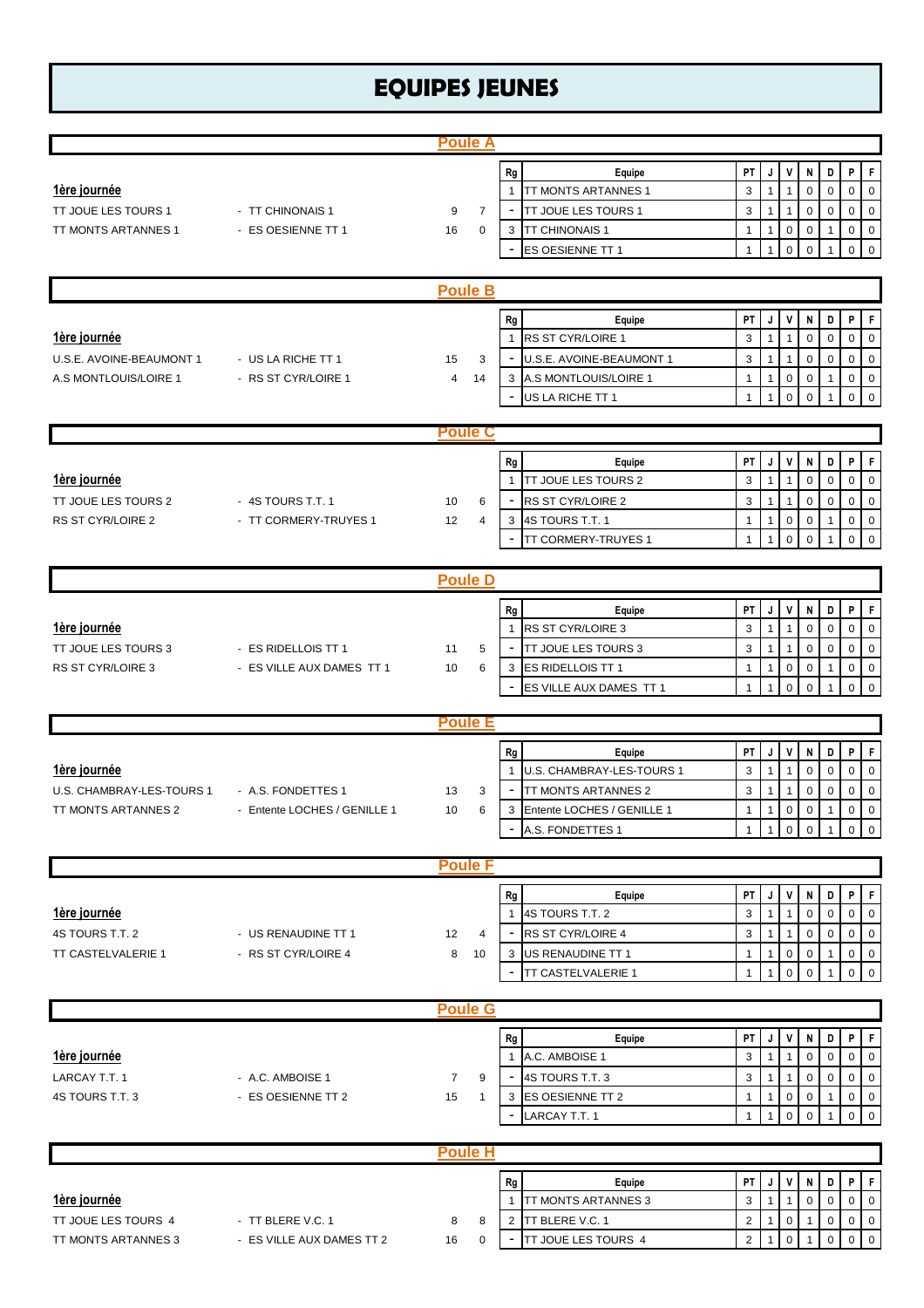# EQUIPES JEUNES

## Poule A

**1ère journée**

| | | | |
|---|---|---|---|
| TT JOUE LES TOURS 1 | - TT CHINONAIS 1 | 9 | 7 |
| TT MONTS ARTANNES 1 | - ES OESIENNE TT 1 | 16 | 0 |

| Rg | Equipe | PT | J | V | N | D | P | F |
|---|---|---|---|---|---|---|---|---|
| 1 | TT MONTS ARTANNES 1 | 3 | 1 | 1 | 0 | 0 | 0 | 0 |
| - | TT JOUE LES TOURS 1 | 3 | 1 | 1 | 0 | 0 | 0 | 0 |
| 3 | TT CHINONAIS 1 | 1 | 1 | 0 | 0 | 1 | 0 | 0 |
| - | ES OESIENNE TT 1 | 1 | 1 | 0 | 0 | 1 | 0 | 0 |

## Poule B

**1ère journée**

| | | | |
|---|---|---|---|
| U.S.E. AVOINE-BEAUMONT 1 | - US LA RICHE TT 1 | 15 | 3 |
| A.S MONTLOUIS/LOIRE 1 | - RS ST CYR/LOIRE 1 | 4 | 14 |

| Rg | Equipe | PT | J | V | N | D | P | F |
|---|---|---|---|---|---|---|---|---|
| 1 | RS ST CYR/LOIRE 1 | 3 | 1 | 1 | 0 | 0 | 0 | 0 |
| - | U.S.E. AVOINE-BEAUMONT 1 | 3 | 1 | 1 | 0 | 0 | 0 | 0 |
| 3 | A.S MONTLOUIS/LOIRE 1 | 1 | 1 | 0 | 0 | 1 | 0 | 0 |
| - | US LA RICHE TT 1 | 1 | 1 | 0 | 0 | 1 | 0 | 0 |

## Poule C

**1ère journée**

| | | | |
|---|---|---|---|
| TT JOUE LES TOURS 2 | - 4S TOURS T.T. 1 | 10 | 6 |
| RS ST CYR/LOIRE 2 | - TT CORMERY-TRUYES 1 | 12 | 4 |

| Rg | Equipe | PT | J | V | N | D | P | F |
|---|---|---|---|---|---|---|---|---|
| 1 | TT JOUE LES TOURS 2 | 3 | 1 | 1 | 0 | 0 | 0 | 0 |
| - | RS ST CYR/LOIRE 2 | 3 | 1 | 1 | 0 | 0 | 0 | 0 |
| 3 | 4S TOURS T.T. 1 | 1 | 1 | 0 | 0 | 1 | 0 | 0 |
| - | TT CORMERY-TRUYES 1 | 1 | 1 | 0 | 0 | 1 | 0 | 0 |

## Poule D

**1ère journée**

| | | | |
|---|---|---|---|
| TT JOUE LES TOURS 3 | - ES RIDELLOIS TT 1 | 11 | 5 |
| RS ST CYR/LOIRE 3 | - ES VILLE AUX DAMES TT 1 | 10 | 6 |

| Rg | Equipe | PT | J | V | N | D | P | F |
|---|---|---|---|---|---|---|---|---|
| 1 | RS ST CYR/LOIRE 3 | 3 | 1 | 1 | 0 | 0 | 0 | 0 |
| - | TT JOUE LES TOURS 3 | 3 | 1 | 1 | 0 | 0 | 0 | 0 |
| 3 | ES RIDELLOIS TT 1 | 1 | 1 | 0 | 0 | 1 | 0 | 0 |
| - | ES VILLE AUX DAMES TT 1 | 1 | 1 | 0 | 0 | 1 | 0 | 0 |

## Poule E

**1ère journée**

| | | | |
|---|---|---|---|
| U.S. CHAMBRAY-LES-TOURS 1 | - A.S. FONDETTES 1 | 13 | 3 |
| TT MONTS ARTANNES 2 | - Entente LOCHES / GENILLE 1 | 10 | 6 |

| Rg | Equipe | PT | J | V | N | D | P | F |
|---|---|---|---|---|---|---|---|---|
| 1 | U.S. CHAMBRAY-LES-TOURS 1 | 3 | 1 | 1 | 0 | 0 | 0 | 0 |
| - | TT MONTS ARTANNES 2 | 3 | 1 | 1 | 0 | 0 | 0 | 0 |
| 3 | Entente LOCHES / GENILLE 1 | 1 | 1 | 0 | 0 | 1 | 0 | 0 |
| - | A.S. FONDETTES 1 | 1 | 1 | 0 | 0 | 1 | 0 | 0 |

## Poule F

**1ère journée**

| | | | |
|---|---|---|---|
| 4S TOURS T.T. 2 | - US RENAUDINE TT 1 | 12 | 4 |
| TT CASTELVALERIE 1 | - RS ST CYR/LOIRE 4 | 8 | 10 |

| Rg | Equipe | PT | J | V | N | D | P | F |
|---|---|---|---|---|---|---|---|---|
| 1 | 4S TOURS T.T. 2 | 3 | 1 | 1 | 0 | 0 | 0 | 0 |
| - | RS ST CYR/LOIRE 4 | 3 | 1 | 1 | 0 | 0 | 0 | 0 |
| 3 | US RENAUDINE TT 1 | 1 | 1 | 0 | 0 | 1 | 0 | 0 |
| - | TT CASTELVALERIE 1 | 1 | 1 | 0 | 0 | 1 | 0 | 0 |

## Poule G

**1ère journée**

| | | | |
|---|---|---|---|
| LARCAY T.T. 1 | - A.C. AMBOISE 1 | 7 | 9 |
| 4S TOURS T.T. 3 | - ES OESIENNE TT 2 | 15 | 1 |

| Rg | Equipe | PT | J | V | N | D | P | F |
|---|---|---|---|---|---|---|---|---|
| 1 | A.C. AMBOISE 1 | 3 | 1 | 1 | 0 | 0 | 0 | 0 |
| - | 4S TOURS T.T. 3 | 3 | 1 | 1 | 0 | 0 | 0 | 0 |
| 3 | ES OESIENNE TT 2 | 1 | 1 | 0 | 0 | 1 | 0 | 0 |
| - | LARCAY T.T. 1 | 1 | 1 | 0 | 0 | 1 | 0 | 0 |

## Poule H

**1ère journée**

| | | | |
|---|---|---|---|
| TT JOUE LES TOURS 4 | - TT BLERE V.C. 1 | 8 | 8 |
| TT MONTS ARTANNES 3 | - ES VILLE AUX DAMES TT 2 | 16 | 0 |

| Rg | Equipe | PT | J | V | N | D | P | F |
|---|---|---|---|---|---|---|---|---|
| 1 | TT MONTS ARTANNES 3 | 3 | 1 | 1 | 0 | 0 | 0 | 0 |
| 2 | TT BLERE V.C. 1 | 2 | 1 | 0 | 1 | 0 | 0 | 0 |
| - | TT JOUE LES TOURS 4 | 2 | 1 | 0 | 1 | 0 | 0 | 0 |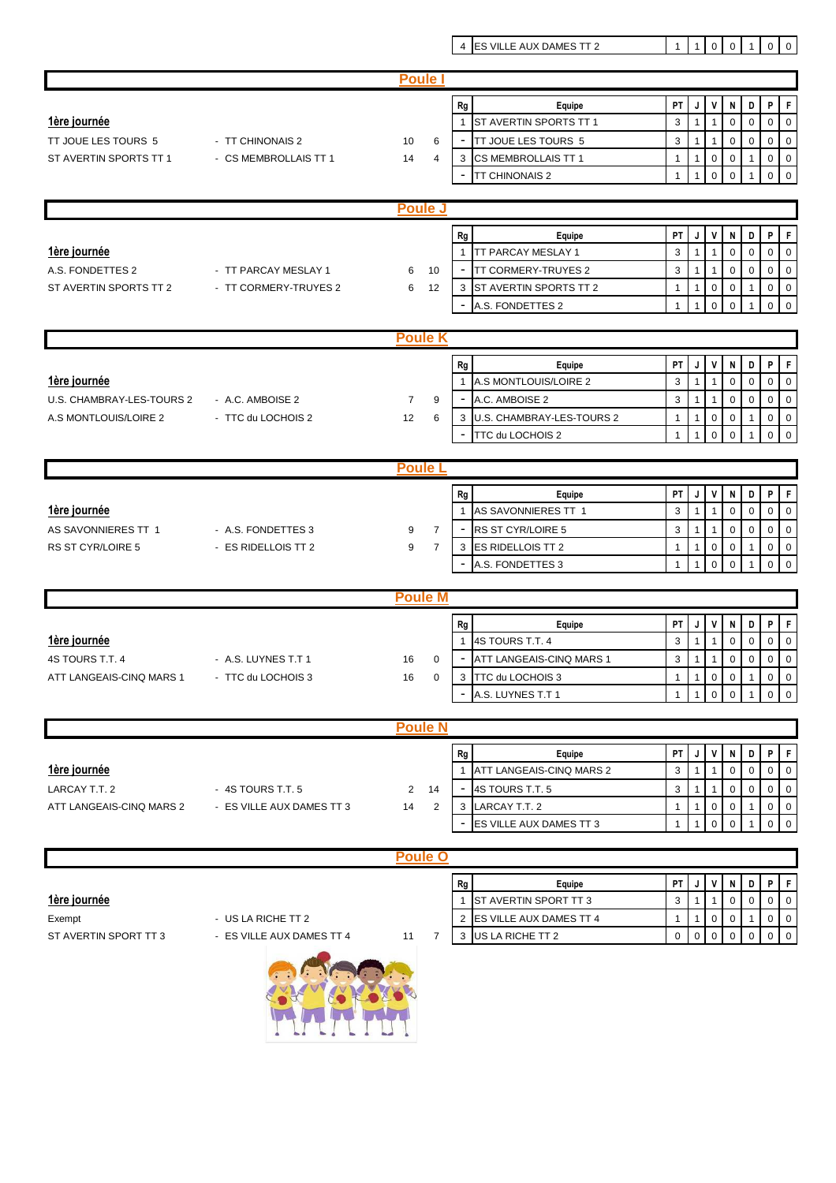| Rg | Equipe | PT | J | V | N | D | P | F |
|---|---|---|---|---|---|---|---|---|
| 4 | ES VILLE AUX DAMES TT 2 | 1 | 1 | 0 | 0 | 1 | 0 | 0 |

## Poule I

**1ère journée**

| | | | |
|---|---|---|---|
| TT JOUE LES TOURS 5 | - TT CHINONAIS 2 | 10 | 6 |
| ST AVERTIN SPORTS TT 1 | - CS MEMBROLLAIS TT 1 | 14 | 4 |

| Rg | Equipe | PT | J | V | N | D | P | F |
|---|---|---|---|---|---|---|---|---|
| 1 | ST AVERTIN SPORTS TT 1 | 3 | 1 | 1 | 0 | 0 | 0 | 0 |
| - | TT JOUE LES TOURS 5 | 3 | 1 | 1 | 0 | 0 | 0 | 0 |
| 3 | CS MEMBROLLAIS TT 1 | 1 | 1 | 0 | 0 | 1 | 0 | 0 |
| - | TT CHINONAIS 2 | 1 | 1 | 0 | 0 | 1 | 0 | 0 |

## Poule J

**1ère journée**

| | | | |
|---|---|---|---|
| A.S. FONDETTES 2 | - TT PARCAY MESLAY 1 | 6 | 10 |
| ST AVERTIN SPORTS TT 2 | - TT CORMERY-TRUYES 2 | 6 | 12 |

| Rg | Equipe | PT | J | V | N | D | P | F |
|---|---|---|---|---|---|---|---|---|
| 1 | TT PARCAY MESLAY 1 | 3 | 1 | 1 | 0 | 0 | 0 | 0 |
| - | TT CORMERY-TRUYES 2 | 3 | 1 | 1 | 0 | 0 | 0 | 0 |
| 3 | ST AVERTIN SPORTS TT 2 | 1 | 1 | 0 | 0 | 1 | 0 | 0 |
| - | A.S. FONDETTES 2 | 1 | 1 | 0 | 0 | 1 | 0 | 0 |

## Poule K

**1ère journée**

| | | | |
|---|---|---|---|
| U.S. CHAMBRAY-LES-TOURS 2 | - A.C. AMBOISE 2 | 7 | 9 |
| A.S MONTLOUIS/LOIRE 2 | - TTC du LOCHOIS 2 | 12 | 6 |

| Rg | Equipe | PT | J | V | N | D | P | F |
|---|---|---|---|---|---|---|---|---|
| 1 | A.S MONTLOUIS/LOIRE 2 | 3 | 1 | 1 | 0 | 0 | 0 | 0 |
| - | A.C. AMBOISE 2 | 3 | 1 | 1 | 0 | 0 | 0 | 0 |
| 3 | U.S. CHAMBRAY-LES-TOURS 2 | 1 | 1 | 0 | 0 | 1 | 0 | 0 |
| - | TTC du LOCHOIS 2 | 1 | 1 | 0 | 0 | 1 | 0 | 0 |

## Poule L

**1ère journée**

| | | | |
|---|---|---|---|
| AS SAVONNIERES TT 1 | - A.S. FONDETTES 3 | 9 | 7 |
| RS ST CYR/LOIRE 5 | - ES RIDELLOIS TT 2 | 9 | 7 |

| Rg | Equipe | PT | J | V | N | D | P | F |
|---|---|---|---|---|---|---|---|---|
| 1 | AS SAVONNIERES TT 1 | 3 | 1 | 1 | 0 | 0 | 0 | 0 |
| - | RS ST CYR/LOIRE 5 | 3 | 1 | 1 | 0 | 0 | 0 | 0 |
| 3 | ES RIDELLOIS TT 2 | 1 | 1 | 0 | 0 | 1 | 0 | 0 |
| - | A.S. FONDETTES 3 | 1 | 1 | 0 | 0 | 1 | 0 | 0 |

## Poule M

**1ère journée**

| | | | |
|---|---|---|---|
| 4S TOURS T.T. 4 | - A.S. LUYNES T.T 1 | 16 | 0 |
| ATT LANGEAIS-CINQ MARS 1 | - TTC du LOCHOIS 3 | 16 | 0 |

| Rg | Equipe | PT | J | V | N | D | P | F |
|---|---|---|---|---|---|---|---|---|
| 1 | 4S TOURS T.T. 4 | 3 | 1 | 1 | 0 | 0 | 0 | 0 |
| - | ATT LANGEAIS-CINQ MARS 1 | 3 | 1 | 1 | 0 | 0 | 0 | 0 |
| 3 | TTC du LOCHOIS 3 | 1 | 1 | 0 | 0 | 1 | 0 | 0 |
| - | A.S. LUYNES T.T 1 | 1 | 1 | 0 | 0 | 1 | 0 | 0 |

## Poule N

**1ère journée**

| | | | |
|---|---|---|---|
| LARCAY T.T. 2 | - 4S TOURS T.T. 5 | 2 | 14 |
| ATT LANGEAIS-CINQ MARS 2 | - ES VILLE AUX DAMES TT 3 | 14 | 2 |

| Rg | Equipe | PT | J | V | N | D | P | F |
|---|---|---|---|---|---|---|---|---|
| 1 | ATT LANGEAIS-CINQ MARS 2 | 3 | 1 | 1 | 0 | 0 | 0 | 0 |
| - | 4S TOURS T.T. 5 | 3 | 1 | 1 | 0 | 0 | 0 | 0 |
| 3 | LARCAY T.T. 2 | 1 | 1 | 0 | 0 | 1 | 0 | 0 |
| - | ES VILLE AUX DAMES TT 3 | 1 | 1 | 0 | 0 | 1 | 0 | 0 |

## Poule O

**1ère journée**

| | | | |
|---|---|---|---|
| Exempt | - US LA RICHE TT 2 | | |
| ST AVERTIN SPORT TT 3 | - ES VILLE AUX DAMES TT 4 | 11 | 7 |

| Rg | Equipe | PT | J | V | N | D | P | F |
|---|---|---|---|---|---|---|---|---|
| 1 | ST AVERTIN SPORT TT 3 | 3 | 1 | 1 | 0 | 0 | 0 | 0 |
| 2 | ES VILLE AUX DAMES TT 4 | 1 | 1 | 0 | 0 | 1 | 0 | 0 |
| 3 | US LA RICHE TT 2 | 0 | 0 | 0 | 0 | 0 | 0 | 0 |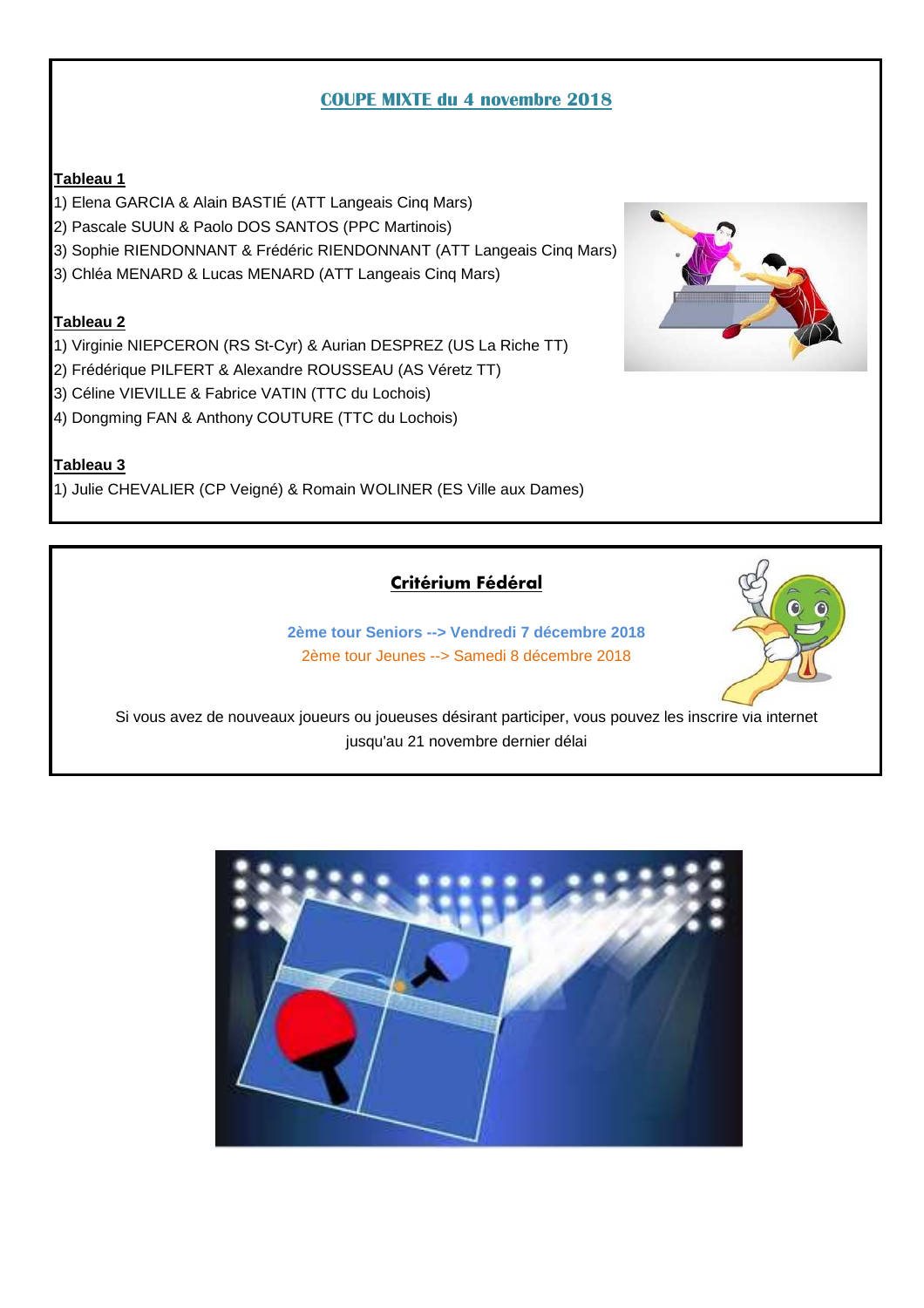## COUPE MIXTE du 4 novembre 2018

**Tableau 1**

1) Elena GARCIA & Alain BASTIÉ (ATT Langeais Cinq Mars)
2) Pascale SUUN & Paolo DOS SANTOS (PPC Martinois)
3) Sophie RIENDONNANT & Frédéric RIENDONNANT (ATT Langeais Cinq Mars)
3) Chléa MENARD & Lucas MENARD (ATT Langeais Cinq Mars)

**Tableau 2**

1) Virginie NIEPCERON (RS St-Cyr) & Aurian DESPREZ (US La Riche TT)
2) Frédérique PILFERT & Alexandre ROUSSEAU (AS Véretz TT)
3) Céline VIEVILLE & Fabrice VATIN (TTC du Lochois)
4) Dongming FAN & Anthony COUTURE (TTC du Lochois)

**Tableau 3**

1) Julie CHEVALIER (CP Veigné) & Romain WOLINER (ES Ville aux Dames)

## Critérium Fédéral

**2ème tour Seniors --> Vendredi 7 décembre 2018**

2ème tour Jeunes --> Samedi 8 décembre 2018

Si vous avez de nouveaux joueurs ou joueuses désirant participer, vous pouvez les inscrire via internet jusqu'au 21 novembre dernier délai